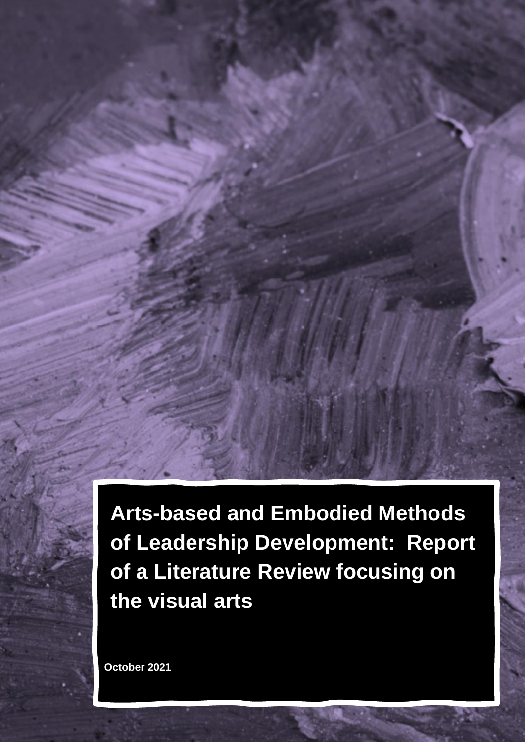# Arts-based and Embodied Methods of Leadership Development: Report of a Literature Review focusing on the visual arts

October 2021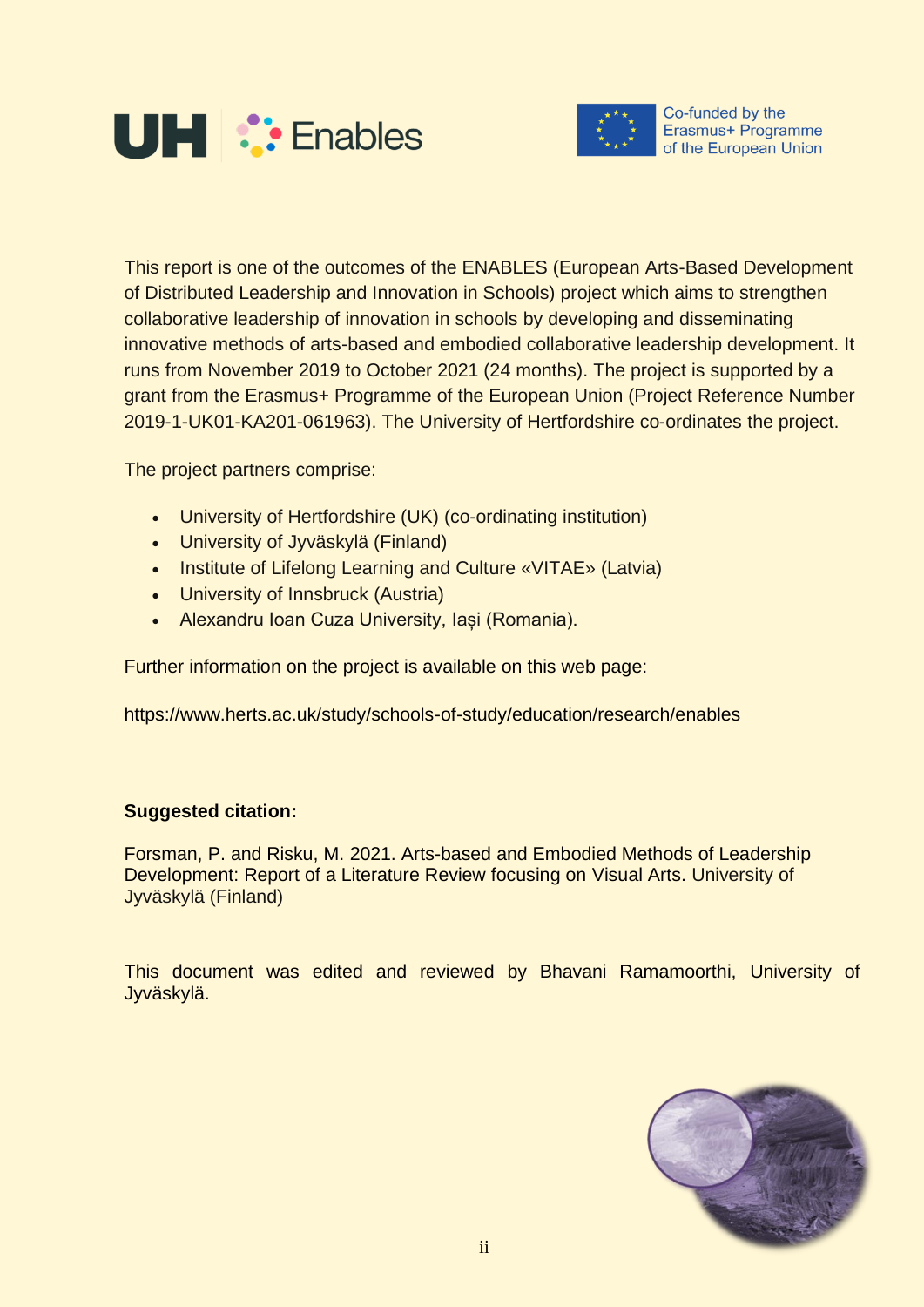This report is one of the outcomes of the ENABLES (European Arts-Based Development of Distributed Leadership and Innovation in Schools) project which aims to strengthen collaborative leadership of innovation in schools by developing and disseminating innovative methods of arts-based and embodied collaborative leadership development. It runs from November 2019 to October 2021 (24 months). The project is supported by a grant from the Erasmus+ Programme of the European Union (Project Reference Number 2019-1-UK01-KA201-061963). The University of Hertfordshire co-ordinates the project.

The project partners comprise:

- University of Hertfordshire (UK) (co-ordinating institution)
- University of Jyväskylä (Finland)
- Institute of Lifelong Learning and Culture «VITAE» (Latvia)
- University of Innsbruck (Austria)
- Alexandru Ioan Cuza University, Iași (Romania).

Further information on the project is available on this web page:

https://www.herts.ac.uk/study/schools-of-study/education/research/enables

**Suggested citation:**

Forsman, P. and Risku, M. 2021. Arts-based and Embodied Methods of Leadership Development: Report of a Literature Review focusing on Visual Arts. University of Jyväskylä (Finland)

This document was edited and reviewed by Bhavani Ramamoorthi, University of Jyväskylä.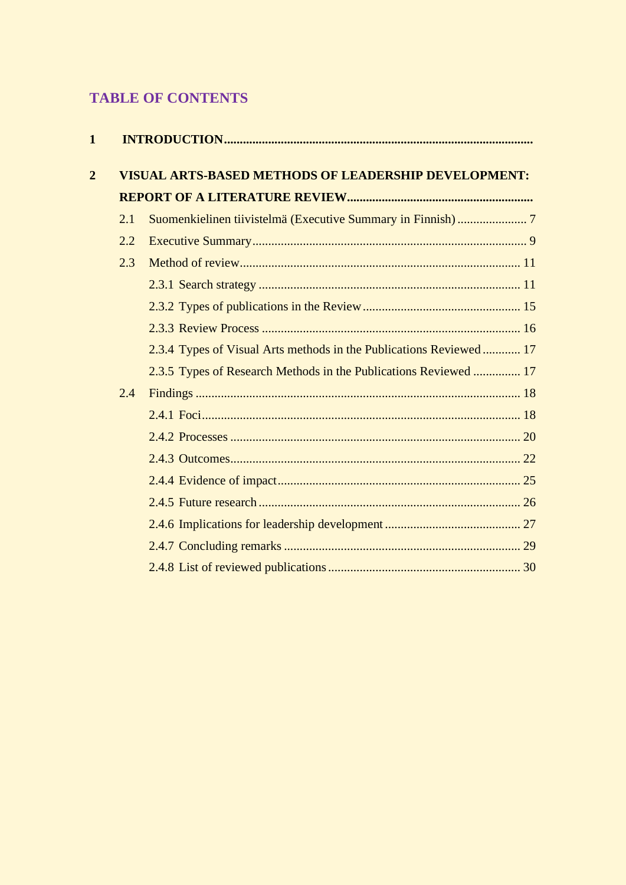# TABLE OF CONTENTS

**1 INTRODUCTION**

**2 VISUAL ARTS-BASED METHODS OF LEADERSHIP DEVELOPMENT: REPORT OF A LITERATURE REVIEW**

- 2.1 Suomenkielinen tiivistelmä (Executive Summary in Finnish) ..... 7
- 2.2 Executive Summary ..... 9
- 2.3 Method of review ..... 11
  - 2.3.1 Search strategy ..... 11
  - 2.3.2 Types of publications in the Review ..... 15
  - 2.3.3 Review Process ..... 16
  - 2.3.4 Types of Visual Arts methods in the Publications Reviewed ..... 17
  - 2.3.5 Types of Research Methods in the Publications Reviewed ..... 17
- 2.4 Findings ..... 18
  - 2.4.1 Foci ..... 18
  - 2.4.2 Processes ..... 20
  - 2.4.3 Outcomes ..... 22
  - 2.4.4 Evidence of impact ..... 25
  - 2.4.5 Future research ..... 26
  - 2.4.6 Implications for leadership development ..... 27
  - 2.4.7 Concluding remarks ..... 29
  - 2.4.8 List of reviewed publications ..... 30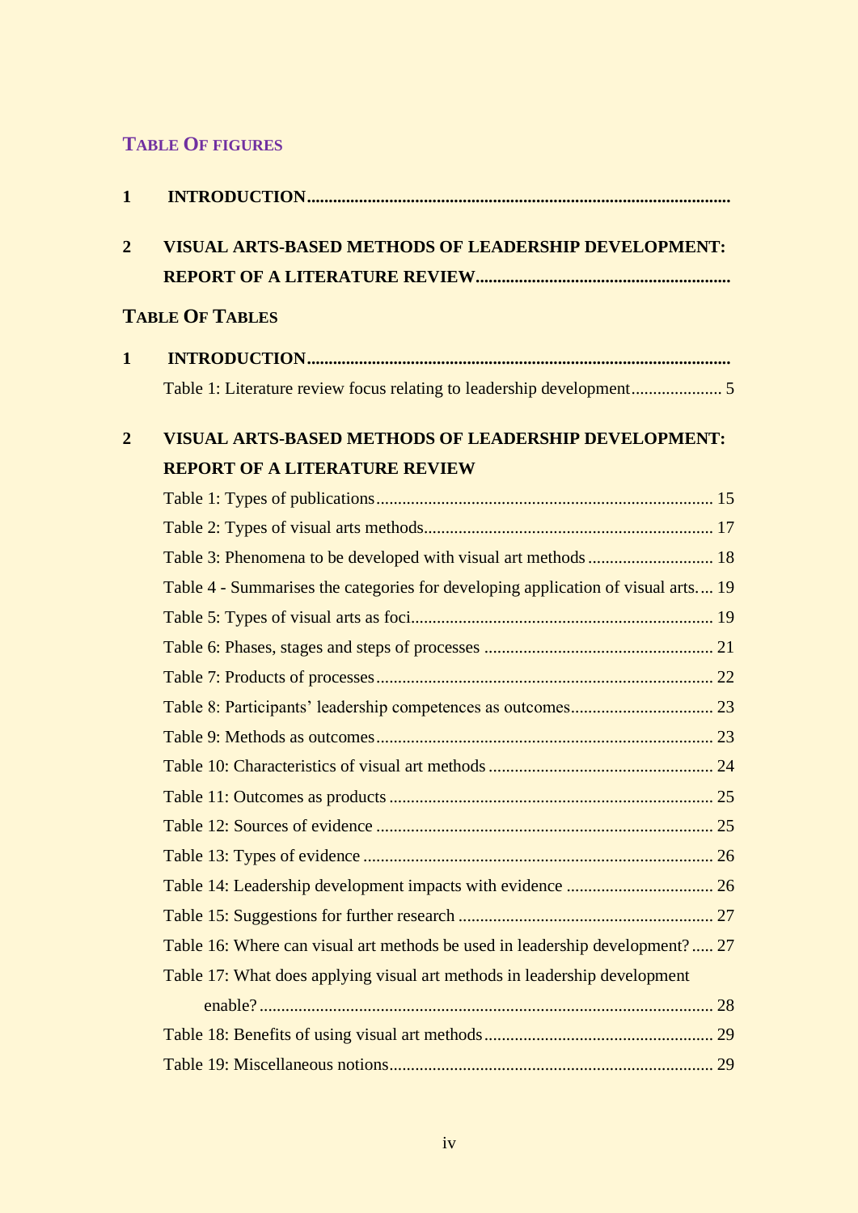## TABLE OF FIGURES

**1 INTRODUCTION**

**2 VISUAL ARTS-BASED METHODS OF LEADERSHIP DEVELOPMENT: REPORT OF A LITERATURE REVIEW**

## TABLE OF TABLES

**1 INTRODUCTION**

Table 1: Literature review focus relating to leadership development ..... 5

**2 VISUAL ARTS-BASED METHODS OF LEADERSHIP DEVELOPMENT: REPORT OF A LITERATURE REVIEW**

Table 1: Types of publications ..... 15
Table 2: Types of visual arts methods ..... 17
Table 3: Phenomena to be developed with visual art methods ..... 18
Table 4 - Summarises the categories for developing application of visual arts ..... 19
Table 5: Types of visual arts as foci ..... 19
Table 6: Phases, stages and steps of processes ..... 21
Table 7: Products of processes ..... 22
Table 8: Participants' leadership competences as outcomes ..... 23
Table 9: Methods as outcomes ..... 23
Table 10: Characteristics of visual art methods ..... 24
Table 11: Outcomes as products ..... 25
Table 12: Sources of evidence ..... 25
Table 13: Types of evidence ..... 26
Table 14: Leadership development impacts with evidence ..... 26
Table 15: Suggestions for further research ..... 27
Table 16: Where can visual art methods be used in leadership development? ..... 27
Table 17: What does applying visual art methods in leadership development enable? ..... 28
Table 18: Benefits of using visual art methods ..... 29
Table 19: Miscellaneous notions ..... 29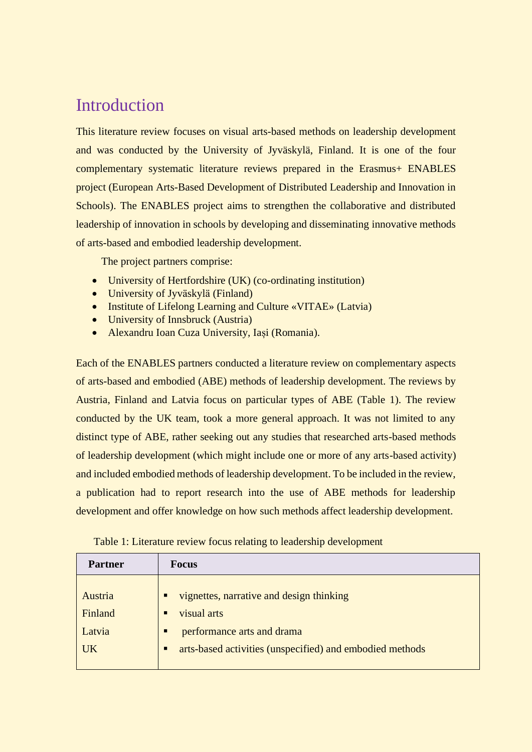# Introduction

This literature review focuses on visual arts-based methods on leadership development and was conducted by the University of Jyväskylä, Finland. It is one of the four complementary systematic literature reviews prepared in the Erasmus+ ENABLES project (European Arts-Based Development of Distributed Leadership and Innovation in Schools). The ENABLES project aims to strengthen the collaborative and distributed leadership of innovation in schools by developing and disseminating innovative methods of arts-based and embodied leadership development.

The project partners comprise:

- University of Hertfordshire (UK) (co-ordinating institution)
- University of Jyväskylä (Finland)
- Institute of Lifelong Learning and Culture «VITAE» (Latvia)
- University of Innsbruck (Austria)
- Alexandru Ioan Cuza University, Iași (Romania).

Each of the ENABLES partners conducted a literature review on complementary aspects of arts-based and embodied (ABE) methods of leadership development. The reviews by Austria, Finland and Latvia focus on particular types of ABE (Table 1). The review conducted by the UK team, took a more general approach. It was not limited to any distinct type of ABE, rather seeking out any studies that researched arts-based methods of leadership development (which might include one or more of any arts-based activity) and included embodied methods of leadership development. To be included in the review, a publication had to report research into the use of ABE methods for leadership development and offer knowledge on how such methods affect leadership development.

Table 1: Literature review focus relating to leadership development

| Partner | Focus |
| --- | --- |
| Austria | ▪ vignettes, narrative and design thinking |
| Finland | ▪ visual arts |
| Latvia | ▪ performance arts and drama |
| UK | ▪ arts-based activities (unspecified) and embodied methods |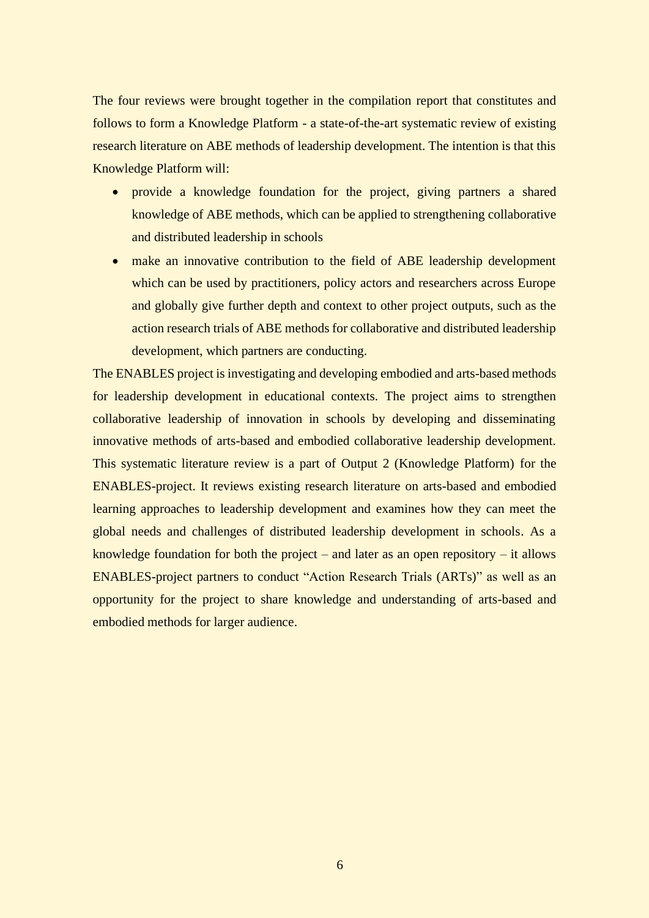The four reviews were brought together in the compilation report that constitutes and follows to form a Knowledge Platform - a state-of-the-art systematic review of existing research literature on ABE methods of leadership development. The intention is that this Knowledge Platform will:

- provide a knowledge foundation for the project, giving partners a shared knowledge of ABE methods, which can be applied to strengthening collaborative and distributed leadership in schools
- make an innovative contribution to the field of ABE leadership development which can be used by practitioners, policy actors and researchers across Europe and globally give further depth and context to other project outputs, such as the action research trials of ABE methods for collaborative and distributed leadership development, which partners are conducting.

The ENABLES project is investigating and developing embodied and arts-based methods for leadership development in educational contexts. The project aims to strengthen collaborative leadership of innovation in schools by developing and disseminating innovative methods of arts-based and embodied collaborative leadership development. This systematic literature review is a part of Output 2 (Knowledge Platform) for the ENABLES-project. It reviews existing research literature on arts-based and embodied learning approaches to leadership development and examines how they can meet the global needs and challenges of distributed leadership development in schools. As a knowledge foundation for both the project – and later as an open repository – it allows ENABLES-project partners to conduct "Action Research Trials (ARTs)" as well as an opportunity for the project to share knowledge and understanding of arts-based and embodied methods for larger audience.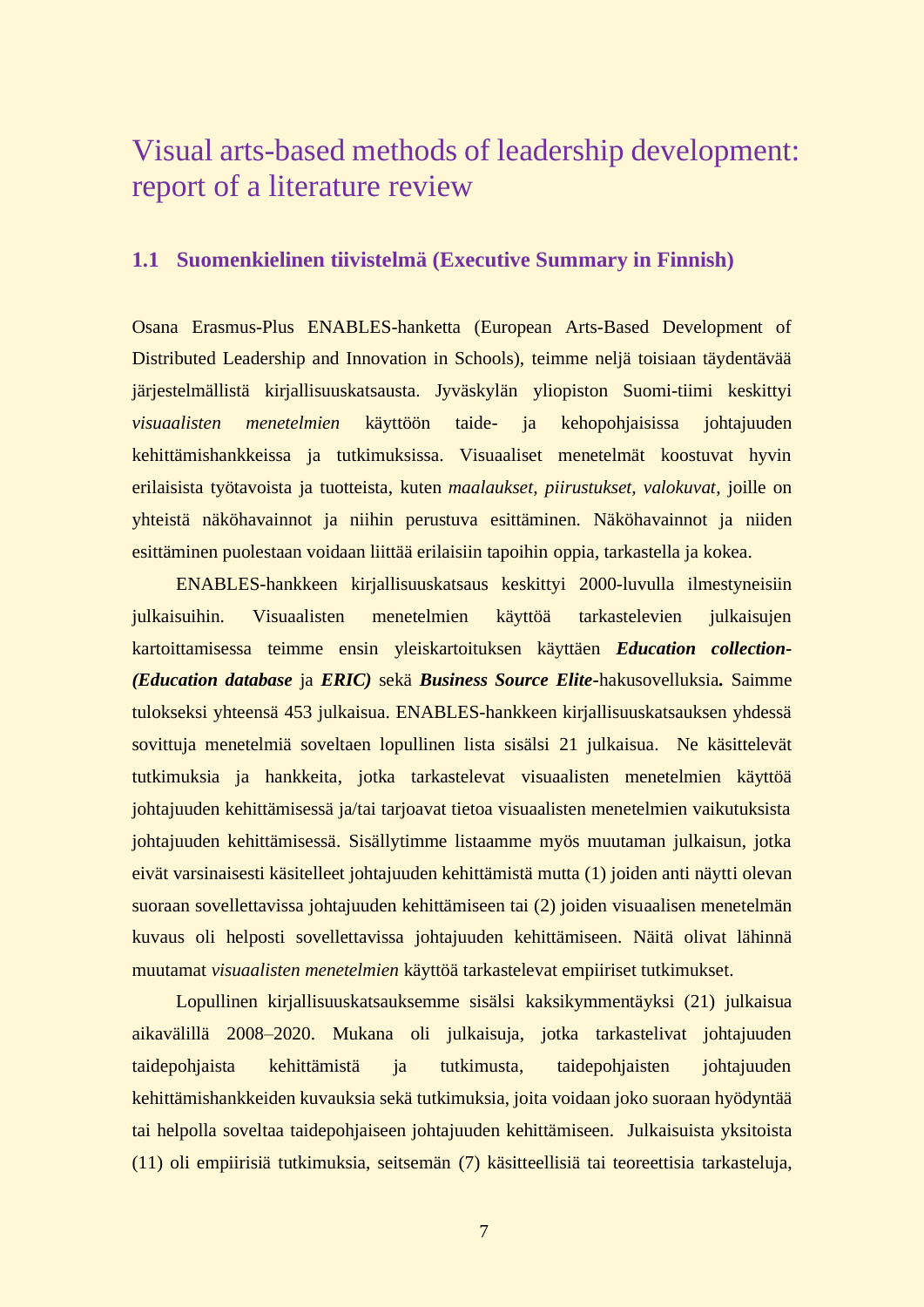… # Visual arts-based methods of leadership development: report of a literature review

## 1.1 Suomenkielinen tiivistelmä (Executive Summary in Finnish)

Osana Erasmus-Plus ENABLES-hanketta (European Arts-Based Development of Distributed Leadership and Innovation in Schools), teimme neljä toisiaan täydentävää järjestelmällistä kirjallisuuskatsausta. Jyväskylän yliopiston Suomi-tiimi keskittyi *visuaalisten menetelmien* käyttöön taide- ja kehopohjaisissa johtajuuden kehittämishankkeissa ja tutkimuksissa. Visuaaliset menetelmät koostuvat hyvin erilaisista työtavoista ja tuotteista, kuten *maalaukset, piirustukset, valokuvat,* joille on yhteistä näköhavainnot ja niihin perustuva esittäminen. Näköhavainnot ja niiden esittäminen puolestaan voidaan liittää erilaisiin tapoihin oppia, tarkastella ja kokea.

ENABLES-hankkeen kirjallisuuskatsaus keskittyi 2000-luvulla ilmestyneisiin julkaisuihin. Visuaalisten menetelmien käyttöä tarkastelevien julkaisujen kartoittamisessa teimme ensin yleiskartoituksen käyttäen ***Education collection- (Education database*** ja ***ERIC)*** sekä ***Business Source Elite***-hakusovelluksia**.** Saimme tulokseksi yhteensä 453 julkaisua. ENABLES-hankkeen kirjallisuuskatsauksen yhdessä sovittuja menetelmiä soveltaen lopullinen lista sisälsi 21 julkaisua. Ne käsittelevät tutkimuksia ja hankkeita, jotka tarkastelevat visuaalisten menetelmien käyttöä johtajuuden kehittämisessä ja/tai tarjoavat tietoa visuaalisten menetelmien vaikutuksista johtajuuden kehittämisessä. Sisällytimme listaamme myös muutaman julkaisun, jotka eivät varsinaisesti käsitelleet johtajuuden kehittämistä mutta (1) joiden anti näytti olevan suoraan sovellettavissa johtajuuden kehittämiseen tai (2) joiden visuaalisen menetelmän kuvaus oli helposti sovellettavissa johtajuuden kehittämiseen. Näitä olivat lähinnä muutamat *visuaalisten menetelmien* käyttöä tarkastelevat empiiriset tutkimukset.

Lopullinen kirjallisuuskatsauksemme sisälsi kaksikymmentäyksi (21) julkaisua aikavälillä 2008–2020. Mukana oli julkaisuja, jotka tarkastelivat johtajuuden taidepohjaista kehittämistä ja tutkimusta, taidepohjaisten johtajuuden kehittämishankkeiden kuvauksia sekä tutkimuksia, joita voidaan joko suoraan hyödyntää tai helpolla soveltaa taidepohjaiseen johtajuuden kehittämiseen. Julkaisuista yksitoista (11) oli empiirisiä tutkimuksia, seitsemän (7) käsitteellisiä tai teoreettisia tarkasteluja,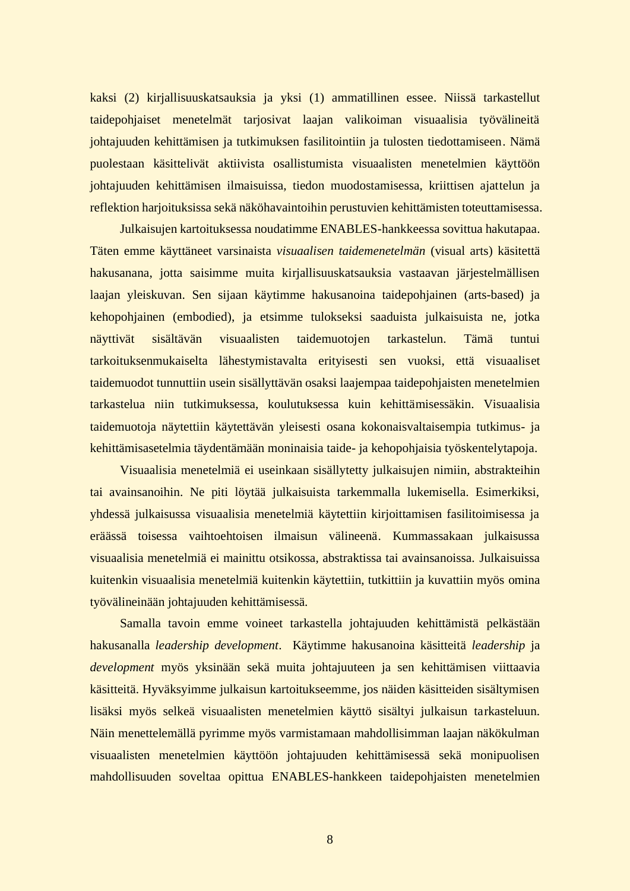kaksi (2) kirjallisuuskatsauksia ja yksi (1) ammatillinen essee. Niissä tarkastellut taidepohjaiset menetelmät tarjosivat laajan valikoiman visuaalisia työvälineitä johtajuuden kehittämisen ja tutkimuksen fasilitointiin ja tulosten tiedottamiseen. Nämä puolestaan käsittelivät aktiivista osallistumista visuaalisten menetelmien käyttöön johtajuuden kehittämisen ilmaisuissa, tiedon muodostamisessa, kriittisen ajattelun ja reflektion harjoituksissa sekä näköhavaintoihin perustuvien kehittämisten toteuttamisessa.

Julkaisujen kartoituksessa noudatimme ENABLES-hankkeessa sovittua hakutapaa. Täten emme käyttäneet varsinaista *visuaalisen taidemenetelmän* (visual arts) käsitettä hakusanana, jotta saisimme muita kirjallisuuskatsauksia vastaavan järjestelmällisen laajan yleiskuvan. Sen sijaan käytimme hakusanoina taidepohjainen (arts-based) ja kehopohjainen (embodied), ja etsimme tulokseksi saaduista julkaisuista ne, jotka näyttivät sisältävän visuaalisten taidemuotojen tarkastelun. Tämä tuntui tarkoituksenmukaiselta lähestymistavalta erityisesti sen vuoksi, että visuaaliset taidemuodot tunnuttiin usein sisällyttävän osaksi laajempaa taidepohjaisten menetelmien tarkastelua niin tutkimuksessa, koulutuksessa kuin kehittämisessäkin. Visuaalisia taidemuotoja näytettiin käytettävän yleisesti osana kokonaisvaltaisempia tutkimus- ja kehittämisasetelmia täydentämään moninaisia taide- ja kehopohjaisia työskentelytapoja.

Visuaalisia menetelmiä ei useinkaan sisällytetty julkaisujen nimiin, abstrakteihin tai avainsanoihin. Ne piti löytää julkaisuista tarkemmalla lukemisella. Esimerkiksi, yhdessä julkaisussa visuaalisia menetelmiä käytettiin kirjoittamisen fasilitoimisessa ja eräässä toisessa vaihtoehtoisen ilmaisun välineenä. Kummassakaan julkaisussa visuaalisia menetelmiä ei mainittu otsikossa, abstraktissa tai avainsanoissa. Julkaisuissa kuitenkin visuaalisia menetelmiä kuitenkin käytettiin, tutkittiin ja kuvattiin myös omina työvälineinään johtajuuden kehittämisessä.

Samalla tavoin emme voineet tarkastella johtajuuden kehittämistä pelkästään hakusanalla *leadership development*. Käytimme hakusanoina käsitteitä *leadership* ja *development* myös yksinään sekä muita johtajuuteen ja sen kehittämisen viittaavia käsitteitä. Hyväksyimme julkaisun kartoitukseemme, jos näiden käsitteiden sisältymisen lisäksi myös selkeä visuaalisten menetelmien käyttö sisältyi julkaisun tarkasteluun. Näin menettelemällä pyrimme myös varmistamaan mahdollisimman laajan näkökulman visuaalisten menetelmien käyttöön johtajuuden kehittämisessä sekä monipuolisen mahdollisuuden soveltaa opittua ENABLES-hankkeen taidepohjaisten menetelmien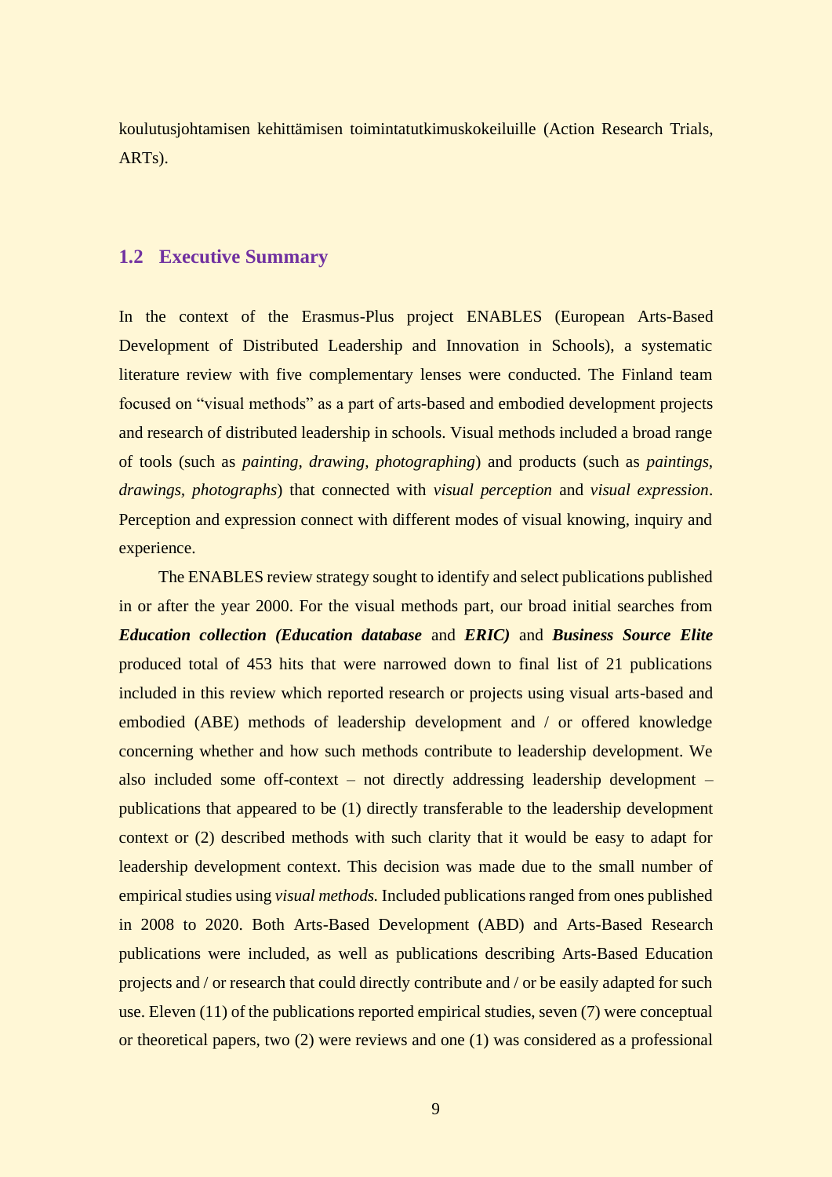koulutusjohtamisen kehittämisen toimintatutkimuskokeiluille (Action Research Trials, ARTs).

## 1.2 Executive Summary

In the context of the Erasmus-Plus project ENABLES (European Arts-Based Development of Distributed Leadership and Innovation in Schools), a systematic literature review with five complementary lenses were conducted. The Finland team focused on "visual methods" as a part of arts-based and embodied development projects and research of distributed leadership in schools. Visual methods included a broad range of tools (such as *painting, drawing, photographing*) and products (such as *paintings, drawings, photographs*) that connected with *visual perception* and *visual expression*. Perception and expression connect with different modes of visual knowing, inquiry and experience.

The ENABLES review strategy sought to identify and select publications published in or after the year 2000. For the visual methods part, our broad initial searches from ***Education collection (Education database*** and ***ERIC)*** and ***Business Source Elite*** produced total of 453 hits that were narrowed down to final list of 21 publications included in this review which reported research or projects using visual arts-based and embodied (ABE) methods of leadership development and / or offered knowledge concerning whether and how such methods contribute to leadership development. We also included some off-context – not directly addressing leadership development – publications that appeared to be (1) directly transferable to the leadership development context or (2) described methods with such clarity that it would be easy to adapt for leadership development context. This decision was made due to the small number of empirical studies using *visual methods.* Included publications ranged from ones published in 2008 to 2020. Both Arts-Based Development (ABD) and Arts-Based Research publications were included, as well as publications describing Arts-Based Education projects and / or research that could directly contribute and / or be easily adapted for such use. Eleven (11) of the publications reported empirical studies, seven (7) were conceptual or theoretical papers, two (2) were reviews and one (1) was considered as a professional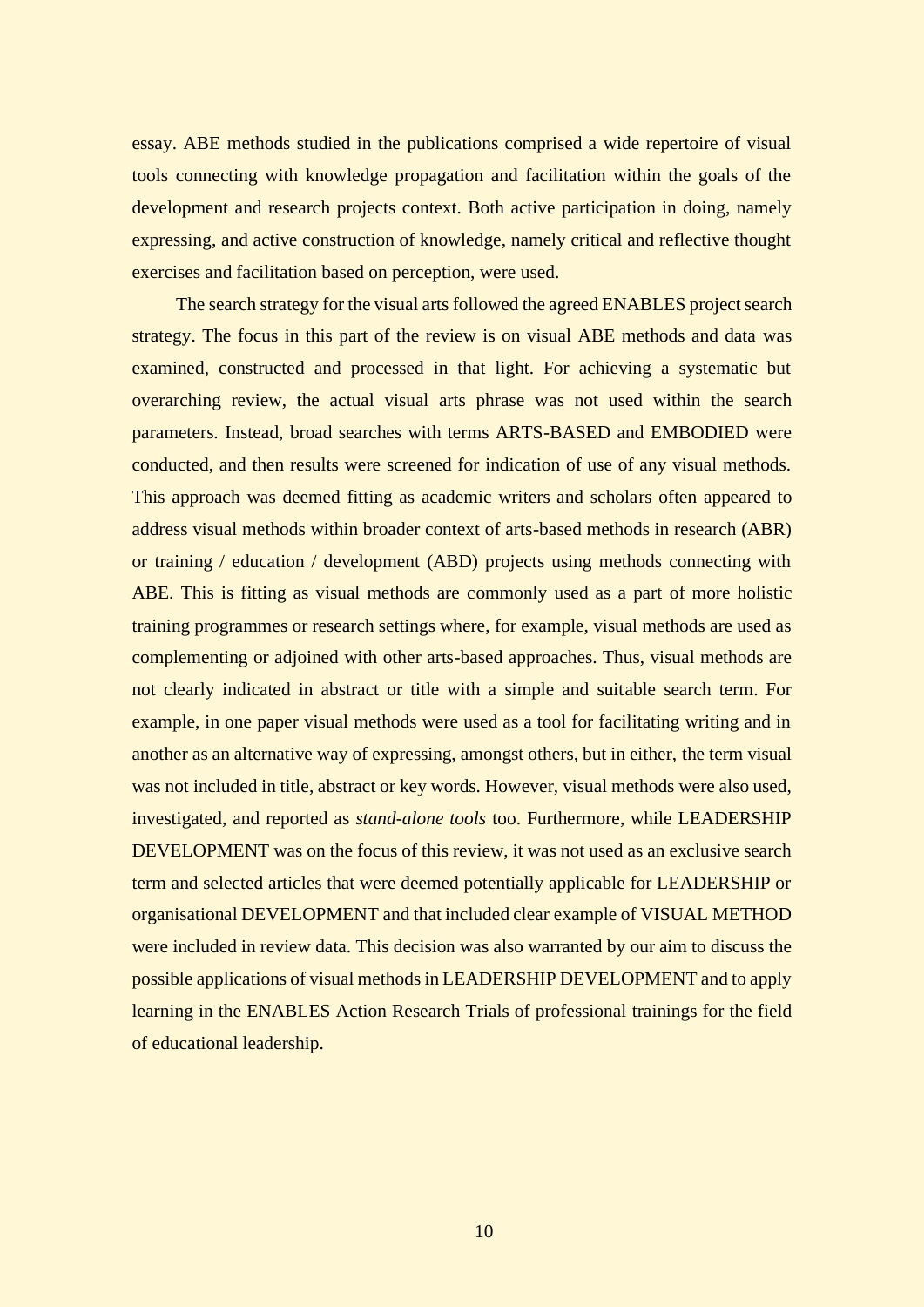essay. ABE methods studied in the publications comprised a wide repertoire of visual tools connecting with knowledge propagation and facilitation within the goals of the development and research projects context. Both active participation in doing, namely expressing, and active construction of knowledge, namely critical and reflective thought exercises and facilitation based on perception, were used.

The search strategy for the visual arts followed the agreed ENABLES project search strategy. The focus in this part of the review is on visual ABE methods and data was examined, constructed and processed in that light. For achieving a systematic but overarching review, the actual visual arts phrase was not used within the search parameters. Instead, broad searches with terms ARTS-BASED and EMBODIED were conducted, and then results were screened for indication of use of any visual methods. This approach was deemed fitting as academic writers and scholars often appeared to address visual methods within broader context of arts-based methods in research (ABR) or training / education / development (ABD) projects using methods connecting with ABE. This is fitting as visual methods are commonly used as a part of more holistic training programmes or research settings where, for example, visual methods are used as complementing or adjoined with other arts-based approaches. Thus, visual methods are not clearly indicated in abstract or title with a simple and suitable search term. For example, in one paper visual methods were used as a tool for facilitating writing and in another as an alternative way of expressing, amongst others, but in either, the term visual was not included in title, abstract or key words. However, visual methods were also used, investigated, and reported as *stand-alone tools* too. Furthermore, while LEADERSHIP DEVELOPMENT was on the focus of this review, it was not used as an exclusive search term and selected articles that were deemed potentially applicable for LEADERSHIP or organisational DEVELOPMENT and that included clear example of VISUAL METHOD were included in review data. This decision was also warranted by our aim to discuss the possible applications of visual methods in LEADERSHIP DEVELOPMENT and to apply learning in the ENABLES Action Research Trials of professional trainings for the field of educational leadership.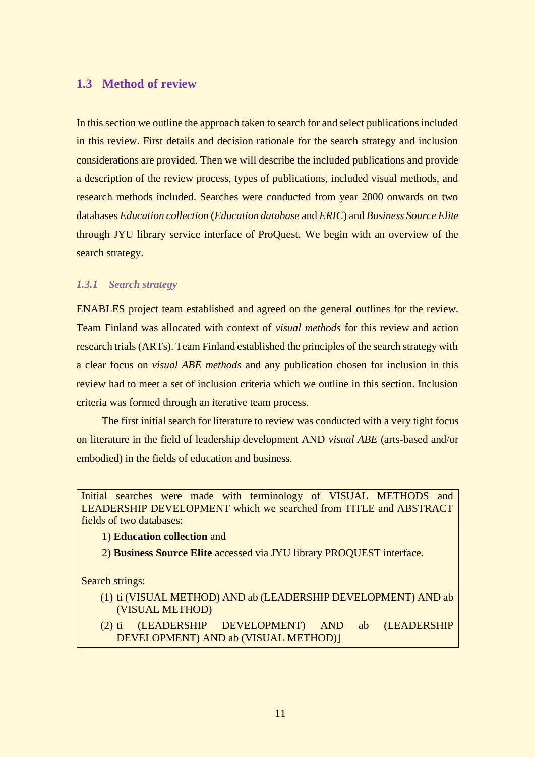## 1.3 Method of review

In this section we outline the approach taken to search for and select publications included in this review. First details and decision rationale for the search strategy and inclusion considerations are provided. Then we will describe the included publications and provide a description of the review process, types of publications, included visual methods, and research methods included. Searches were conducted from year 2000 onwards on two databases *Education collection* (*Education database* and *ERIC*) and *Business Source Elite* through JYU library service interface of ProQuest. We begin with an overview of the search strategy.

### *1.3.1 Search strategy*

ENABLES project team established and agreed on the general outlines for the review. Team Finland was allocated with context of *visual methods* for this review and action research trials (ARTs). Team Finland established the principles of the search strategy with a clear focus on *visual ABE methods* and any publication chosen for inclusion in this review had to meet a set of inclusion criteria which we outline in this section. Inclusion criteria was formed through an iterative team process.

The first initial search for literature to review was conducted with a very tight focus on literature in the field of leadership development AND *visual ABE* (arts-based and/or embodied) in the fields of education and business.

Initial searches were made with terminology of VISUAL METHODS and LEADERSHIP DEVELOPMENT which we searched from TITLE and ABSTRACT fields of two databases:

1) **Education collection** and
2) **Business Source Elite** accessed via JYU library PROQUEST interface.

Search strings:

(1) ti (VISUAL METHOD) AND ab (LEADERSHIP DEVELOPMENT) AND ab (VISUAL METHOD)

(2) ti (LEADERSHIP DEVELOPMENT) AND ab (LEADERSHIP DEVELOPMENT) AND ab (VISUAL METHOD)]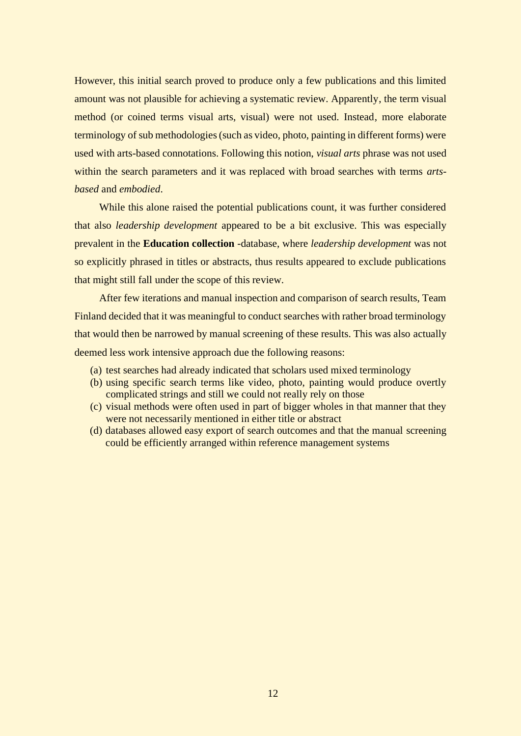However, this initial search proved to produce only a few publications and this limited amount was not plausible for achieving a systematic review. Apparently, the term visual method (or coined terms visual arts, visual) were not used. Instead, more elaborate terminology of sub methodologies (such as video, photo, painting in different forms) were used with arts-based connotations. Following this notion, *visual arts* phrase was not used within the search parameters and it was replaced with broad searches with terms *arts-based* and *embodied*.

While this alone raised the potential publications count, it was further considered that also *leadership development* appeared to be a bit exclusive. This was especially prevalent in the **Education collection** -database, where *leadership development* was not so explicitly phrased in titles or abstracts, thus results appeared to exclude publications that might still fall under the scope of this review.

After few iterations and manual inspection and comparison of search results, Team Finland decided that it was meaningful to conduct searches with rather broad terminology that would then be narrowed by manual screening of these results. This was also actually deemed less work intensive approach due the following reasons:

(a) test searches had already indicated that scholars used mixed terminology
(b) using specific search terms like video, photo, painting would produce overtly complicated strings and still we could not really rely on those
(c) visual methods were often used in part of bigger wholes in that manner that they were not necessarily mentioned in either title or abstract
(d) databases allowed easy export of search outcomes and that the manual screening could be efficiently arranged within reference management systems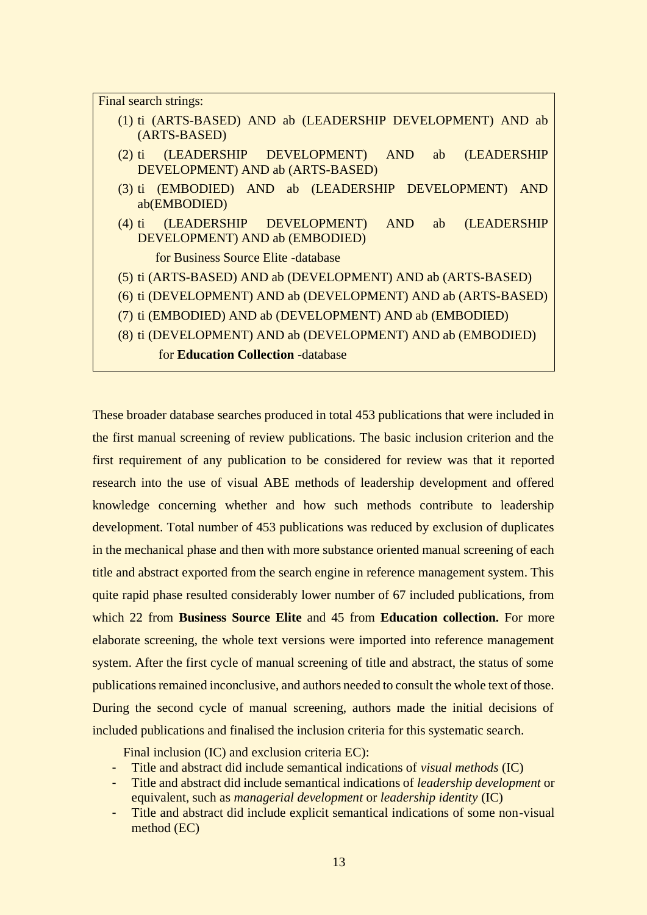Final search strings:

(1) ti (ARTS-BASED) AND ab (LEADERSHIP DEVELOPMENT) AND ab (ARTS-BASED)
(2) ti (LEADERSHIP DEVELOPMENT) AND ab (LEADERSHIP DEVELOPMENT) AND ab (ARTS-BASED)
(3) ti (EMBODIED) AND ab (LEADERSHIP DEVELOPMENT) AND ab(EMBODIED)
(4) ti (LEADERSHIP DEVELOPMENT) AND ab (LEADERSHIP DEVELOPMENT) AND ab (EMBODIED)

for Business Source Elite -database

(5) ti (ARTS-BASED) AND ab (DEVELOPMENT) AND ab (ARTS-BASED)
(6) ti (DEVELOPMENT) AND ab (DEVELOPMENT) AND ab (ARTS-BASED)
(7) ti (EMBODIED) AND ab (DEVELOPMENT) AND ab (EMBODIED)
(8) ti (DEVELOPMENT) AND ab (DEVELOPMENT) AND ab (EMBODIED)

for **Education Collection** -database

These broader database searches produced in total 453 publications that were included in the first manual screening of review publications. The basic inclusion criterion and the first requirement of any publication to be considered for review was that it reported research into the use of visual ABE methods of leadership development and offered knowledge concerning whether and how such methods contribute to leadership development. Total number of 453 publications was reduced by exclusion of duplicates in the mechanical phase and then with more substance oriented manual screening of each title and abstract exported from the search engine in reference management system. This quite rapid phase resulted considerably lower number of 67 included publications, from which 22 from **Business Source Elite** and 45 from **Education collection.** For more elaborate screening, the whole text versions were imported into reference management system. After the first cycle of manual screening of title and abstract, the status of some publications remained inconclusive, and authors needed to consult the whole text of those. During the second cycle of manual screening, authors made the initial decisions of included publications and finalised the inclusion criteria for this systematic search.

Final inclusion (IC) and exclusion criteria EC):

- Title and abstract did include semantical indications of *visual methods* (IC)
- Title and abstract did include semantical indications of *leadership development* or equivalent, such as *managerial development* or *leadership identity* (IC)
- Title and abstract did include explicit semantical indications of some non-visual method (EC)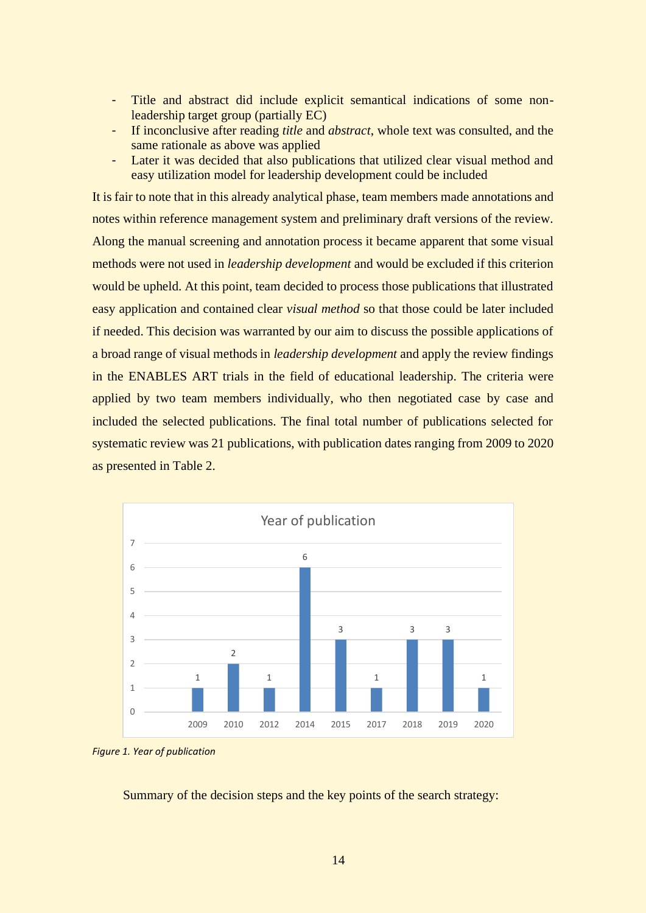- Title and abstract did include explicit semantical indications of some non-leadership target group (partially EC)
- If inconclusive after reading *title* and *abstract*, whole text was consulted, and the same rationale as above was applied
- Later it was decided that also publications that utilized clear visual method and easy utilization model for leadership development could be included

It is fair to note that in this already analytical phase, team members made annotations and notes within reference management system and preliminary draft versions of the review. Along the manual screening and annotation process it became apparent that some visual methods were not used in *leadership development* and would be excluded if this criterion would be upheld. At this point, team decided to process those publications that illustrated easy application and contained clear *visual method* so that those could be later included if needed. This decision was warranted by our aim to discuss the possible applications of a broad range of visual methods in *leadership development* and apply the review findings in the ENABLES ART trials in the field of educational leadership. The criteria were applied by two team members individually, who then negotiated case by case and included the selected publications. The final total number of publications selected for systematic review was 21 publications, with publication dates ranging from 2009 to 2020 as presented in Table 2.

**Year of publication**

| Year | 2009 | 2010 | 2012 | 2014 | 2015 | 2017 | 2018 | 2019 | 2020 |
|---|---|---|---|---|---|---|---|---|---|
| Publications | 1 | 2 | 1 | 6 | 3 | 1 | 3 | 3 | 1 |

*Figure 1. Year of publication*

Summary of the decision steps and the key points of the search strategy: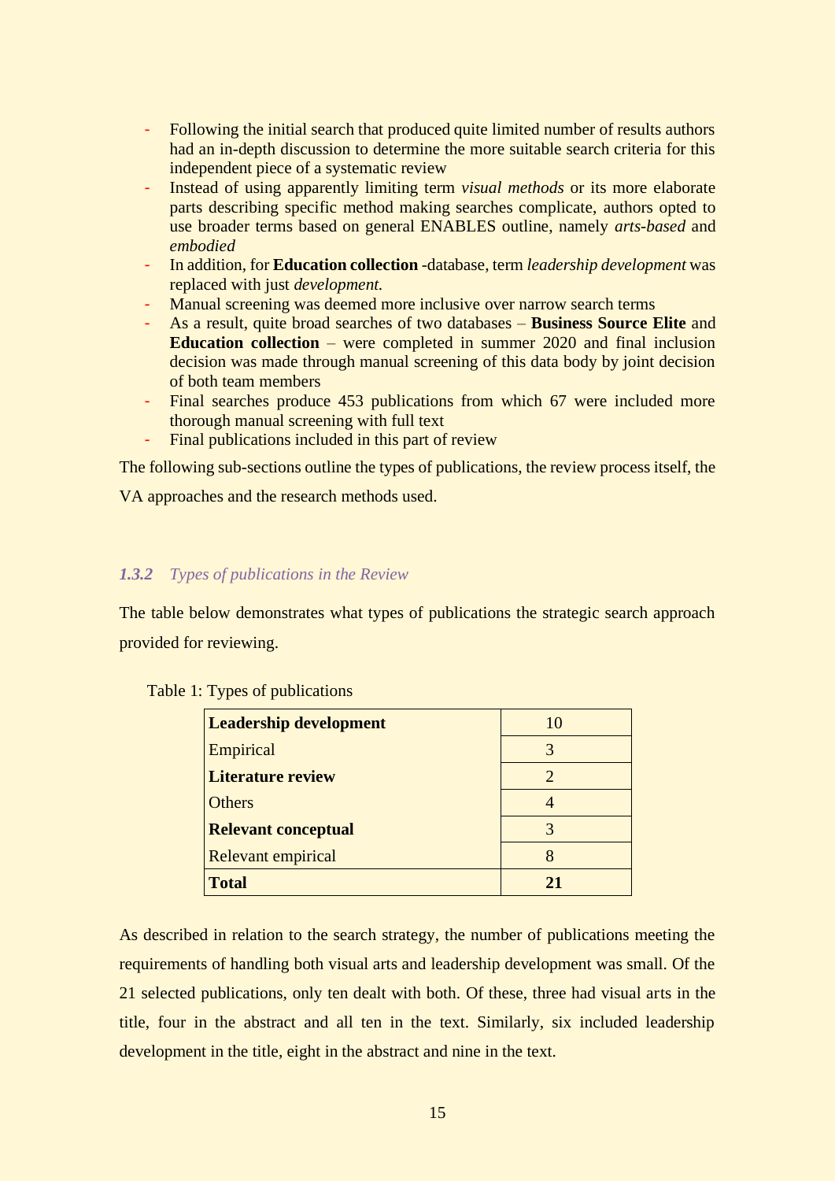- Following the initial search that produced quite limited number of results authors had an in-depth discussion to determine the more suitable search criteria for this independent piece of a systematic review
- Instead of using apparently limiting term *visual methods* or its more elaborate parts describing specific method making searches complicate, authors opted to use broader terms based on general ENABLES outline, namely *arts-based* and *embodied*
- In addition, for **Education collection** -database, term *leadership development* was replaced with just *development.*
- Manual screening was deemed more inclusive over narrow search terms
- As a result, quite broad searches of two databases – **Business Source Elite** and **Education collection** – were completed in summer 2020 and final inclusion decision was made through manual screening of this data body by joint decision of both team members
- Final searches produce 453 publications from which 67 were included more thorough manual screening with full text
- Final publications included in this part of review

The following sub-sections outline the types of publications, the review process itself, the VA approaches and the research methods used.

### *1.3.2 Types of publications in the Review*

The table below demonstrates what types of publications the strategic search approach provided for reviewing.

Table 1: Types of publications

| **Leadership development** | 10 |
|---|---|
| Empirical | 3 |
| **Literature review** | 2 |
| Others | 4 |
| **Relevant conceptual** | 3 |
| Relevant empirical | 8 |
| **Total** | **21** |

As described in relation to the search strategy, the number of publications meeting the requirements of handling both visual arts and leadership development was small. Of the 21 selected publications, only ten dealt with both. Of these, three had visual arts in the title, four in the abstract and all ten in the text. Similarly, six included leadership development in the title, eight in the abstract and nine in the text.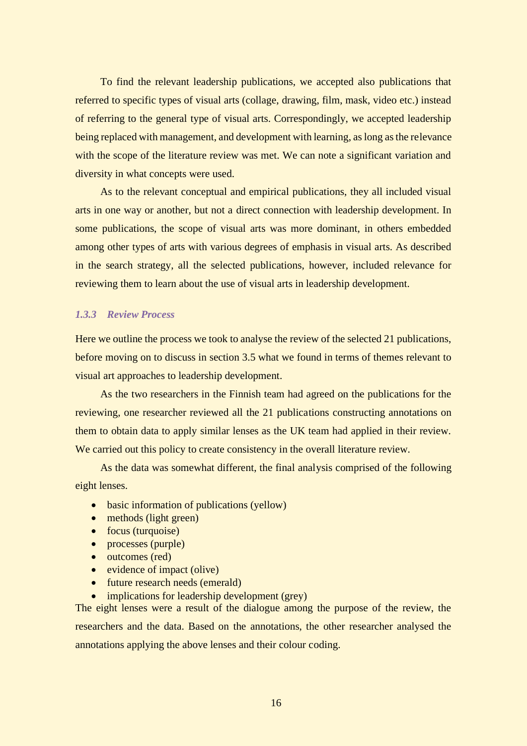To find the relevant leadership publications, we accepted also publications that referred to specific types of visual arts (collage, drawing, film, mask, video etc.) instead of referring to the general type of visual arts. Correspondingly, we accepted leadership being replaced with management, and development with learning, as long as the relevance with the scope of the literature review was met. We can note a significant variation and diversity in what concepts were used.

As to the relevant conceptual and empirical publications, they all included visual arts in one way or another, but not a direct connection with leadership development. In some publications, the scope of visual arts was more dominant, in others embedded among other types of arts with various degrees of emphasis in visual arts. As described in the search strategy, all the selected publications, however, included relevance for reviewing them to learn about the use of visual arts in leadership development.

### *1.3.3 Review Process*

Here we outline the process we took to analyse the review of the selected 21 publications, before moving on to discuss in section 3.5 what we found in terms of themes relevant to visual art approaches to leadership development.

As the two researchers in the Finnish team had agreed on the publications for the reviewing, one researcher reviewed all the 21 publications constructing annotations on them to obtain data to apply similar lenses as the UK team had applied in their review. We carried out this policy to create consistency in the overall literature review.

As the data was somewhat different, the final analysis comprised of the following eight lenses.

- basic information of publications (yellow)
- methods (light green)
- focus (turquoise)
- processes (purple)
- outcomes (red)
- evidence of impact (olive)
- future research needs (emerald)
- implications for leadership development (grey)

The eight lenses were a result of the dialogue among the purpose of the review, the researchers and the data. Based on the annotations, the other researcher analysed the annotations applying the above lenses and their colour coding.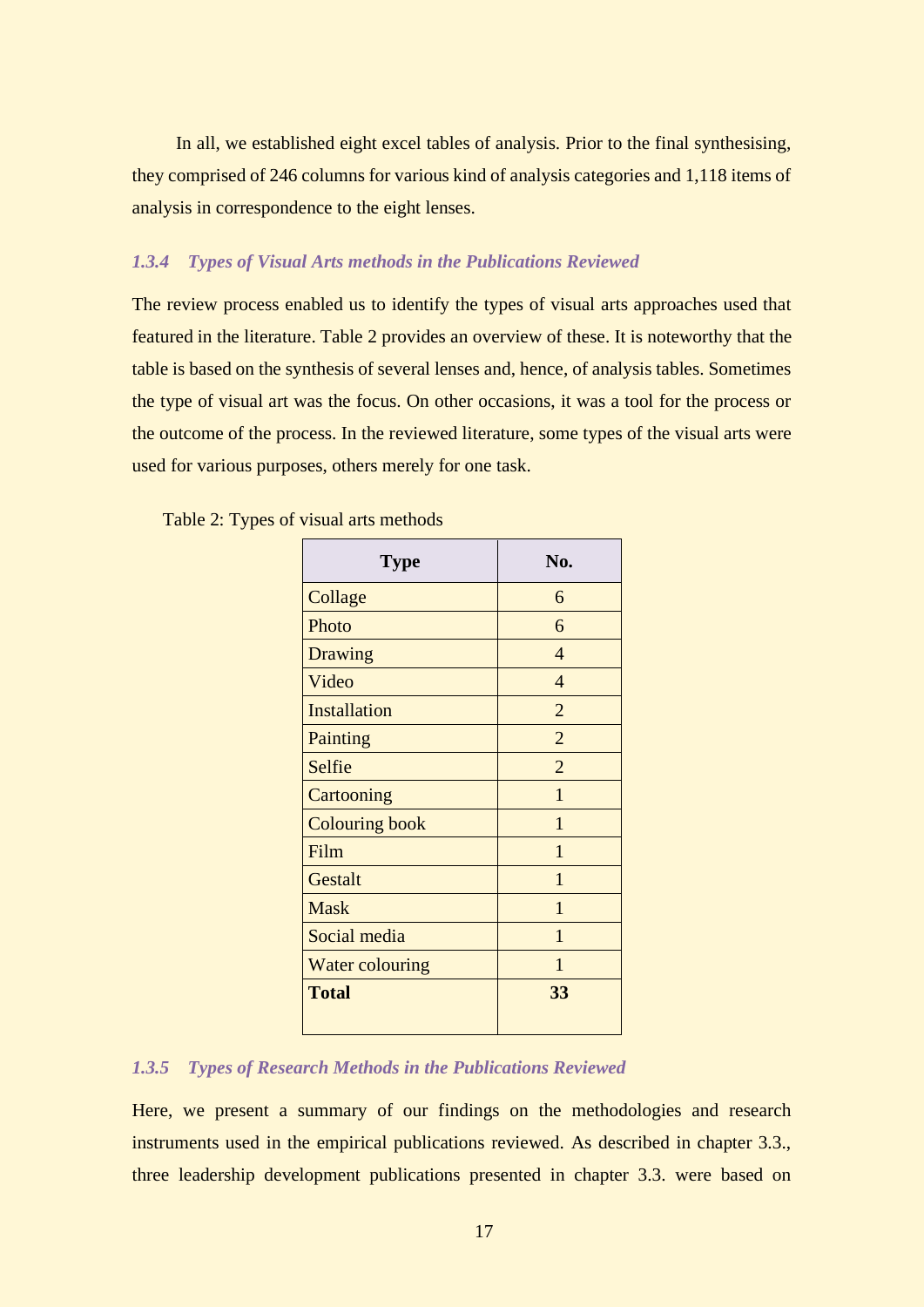In all, we established eight excel tables of analysis. Prior to the final synthesising, they comprised of 246 columns for various kind of analysis categories and 1,118 items of analysis in correspondence to the eight lenses.

### *1.3.4 Types of Visual Arts methods in the Publications Reviewed*

The review process enabled us to identify the types of visual arts approaches used that featured in the literature. Table 2 provides an overview of these. It is noteworthy that the table is based on the synthesis of several lenses and, hence, of analysis tables. Sometimes the type of visual art was the focus. On other occasions, it was a tool for the process or the outcome of the process. In the reviewed literature, some types of the visual arts were used for various purposes, others merely for one task.

Table 2: Types of visual arts methods

| Type | No. |
|---|---|
| Collage | 6 |
| Photo | 6 |
| Drawing | 4 |
| Video | 4 |
| Installation | 2 |
| Painting | 2 |
| Selfie | 2 |
| Cartooning | 1 |
| Colouring book | 1 |
| Film | 1 |
| Gestalt | 1 |
| Mask | 1 |
| Social media | 1 |
| Water colouring | 1 |
| **Total** | **33** |

### *1.3.5 Types of Research Methods in the Publications Reviewed*

Here, we present a summary of our findings on the methodologies and research instruments used in the empirical publications reviewed. As described in chapter 3.3., three leadership development publications presented in chapter 3.3. were based on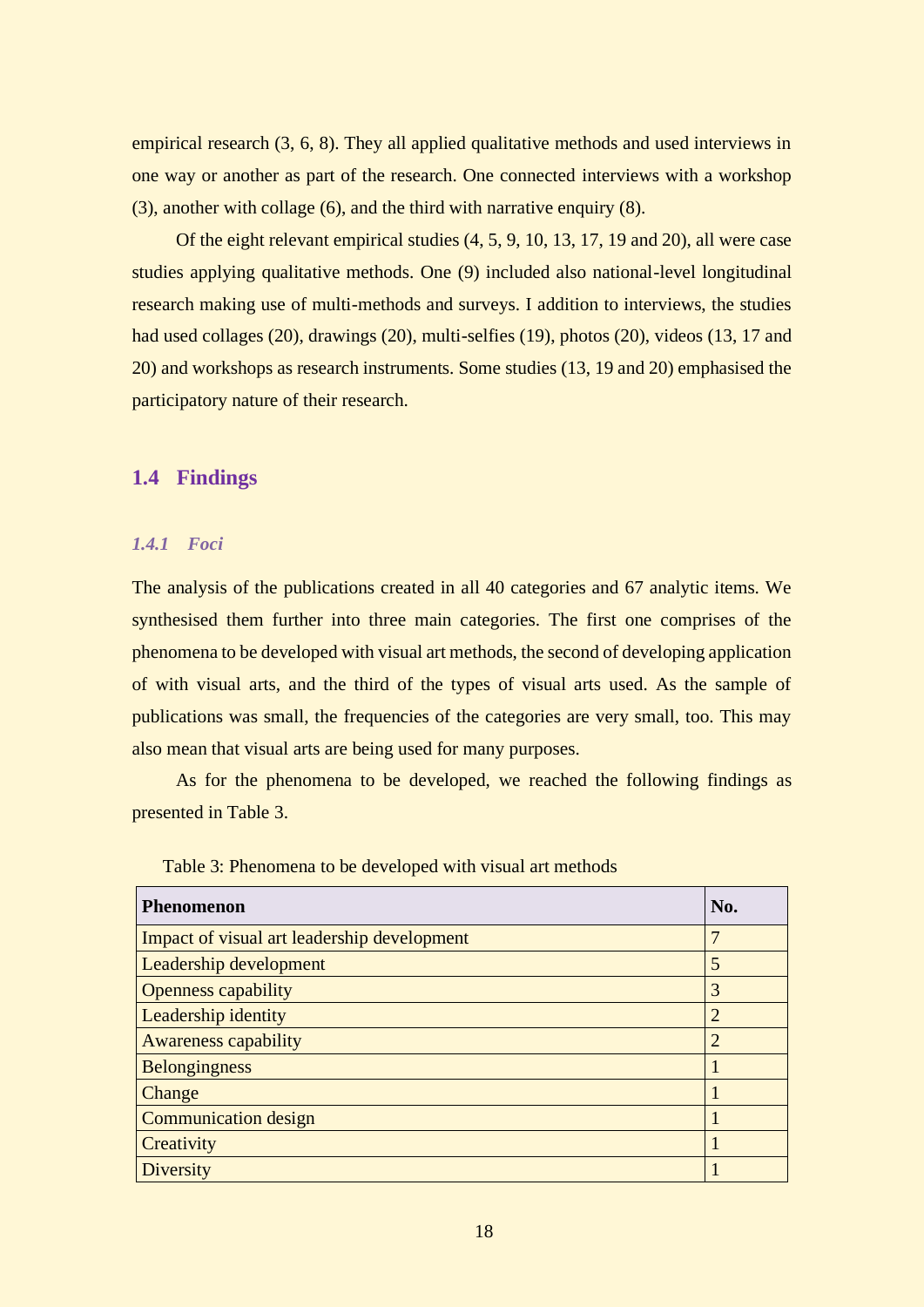empirical research (3, 6, 8). They all applied qualitative methods and used interviews in one way or another as part of the research. One connected interviews with a workshop (3), another with collage (6), and the third with narrative enquiry (8).

Of the eight relevant empirical studies (4, 5, 9, 10, 13, 17, 19 and 20), all were case studies applying qualitative methods. One (9) included also national-level longitudinal research making use of multi-methods and surveys. I addition to interviews, the studies had used collages (20), drawings (20), multi-selfies (19), photos (20), videos (13, 17 and 20) and workshops as research instruments. Some studies (13, 19 and 20) emphasised the participatory nature of their research.

## 1.4 Findings

### *1.4.1 Foci*

The analysis of the publications created in all 40 categories and 67 analytic items. We synthesised them further into three main categories. The first one comprises of the phenomena to be developed with visual art methods, the second of developing application of with visual arts, and the third of the types of visual arts used. As the sample of publications was small, the frequencies of the categories are very small, too. This may also mean that visual arts are being used for many purposes.

As for the phenomena to be developed, we reached the following findings as presented in Table 3.

Table 3: Phenomena to be developed with visual art methods

| Phenomenon | No. |
|---|---|
| Impact of visual art leadership development | 7 |
| Leadership development | 5 |
| Openness capability | 3 |
| Leadership identity | 2 |
| Awareness capability | 2 |
| Belongingness | 1 |
| Change | 1 |
| Communication design | 1 |
| Creativity | 1 |
| Diversity | 1 |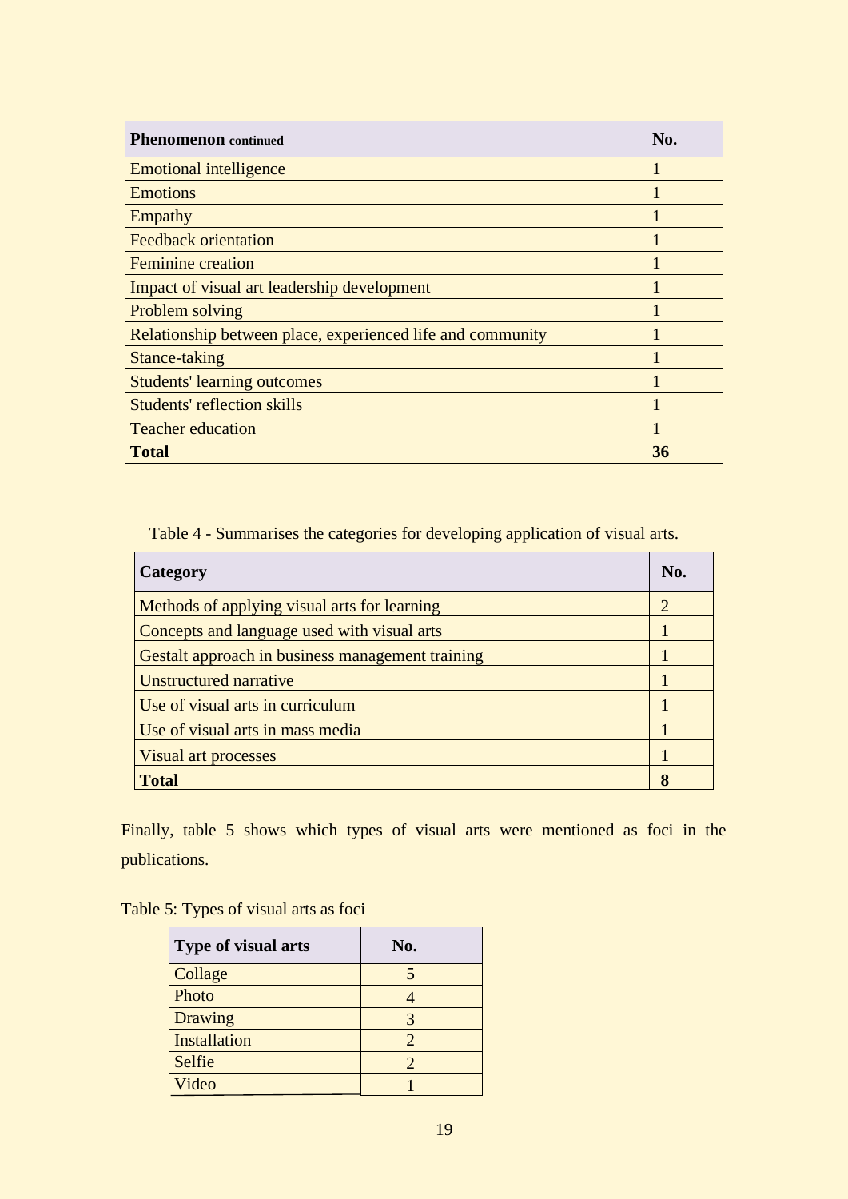| **Phenomenon** continued | **No.** |
|---|---|
| Emotional intelligence | 1 |
| Emotions | 1 |
| Empathy | 1 |
| Feedback orientation | 1 |
| Feminine creation | 1 |
| Impact of visual art leadership development | 1 |
| Problem solving | 1 |
| Relationship between place, experienced life and community | 1 |
| Stance-taking | 1 |
| Students' learning outcomes | 1 |
| Students' reflection skills | 1 |
| Teacher education | 1 |
| **Total** | **36** |

Table 4 - Summarises the categories for developing application of visual arts.

| **Category** | **No.** |
|---|---|
| Methods of applying visual arts for learning | 2 |
| Concepts and language used with visual arts | 1 |
| Gestalt approach in business management training | 1 |
| Unstructured narrative | 1 |
| Use of visual arts in curriculum | 1 |
| Use of visual arts in mass media | 1 |
| Visual art processes | 1 |
| **Total** | **8** |

Finally, table 5 shows which types of visual arts were mentioned as foci in the publications.

Table 5: Types of visual arts as foci

| **Type of visual arts** | **No.** |
|---|---|
| Collage | 5 |
| Photo | 4 |
| Drawing | 3 |
| Installation | 2 |
| Selfie | 2 |
| Video | 1 |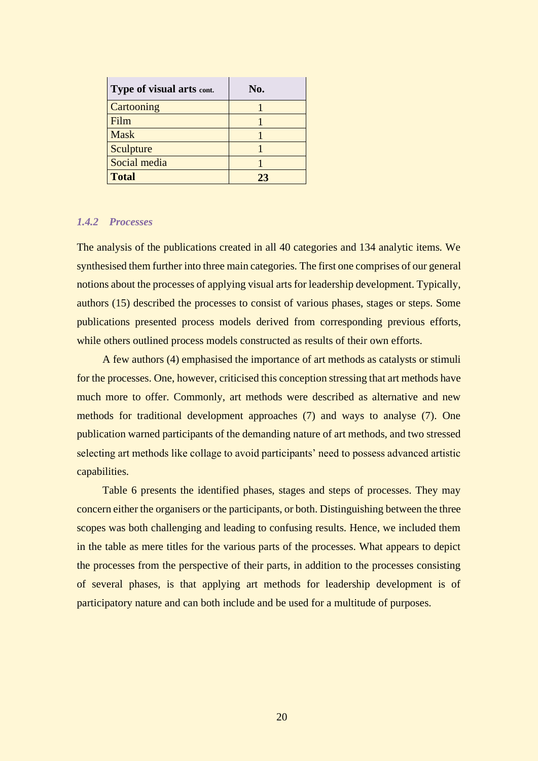| **Type of visual arts** cont. | **No.** |
|---|---|
| Cartooning | 1 |
| Film | 1 |
| Mask | 1 |
| Sculpture | 1 |
| Social media | 1 |
| **Total** | **23** |

### *1.4.2 Processes*

The analysis of the publications created in all 40 categories and 134 analytic items. We synthesised them further into three main categories. The first one comprises of our general notions about the processes of applying visual arts for leadership development. Typically, authors (15) described the processes to consist of various phases, stages or steps. Some publications presented process models derived from corresponding previous efforts, while others outlined process models constructed as results of their own efforts.

A few authors (4) emphasised the importance of art methods as catalysts or stimuli for the processes. One, however, criticised this conception stressing that art methods have much more to offer. Commonly, art methods were described as alternative and new methods for traditional development approaches (7) and ways to analyse (7). One publication warned participants of the demanding nature of art methods, and two stressed selecting art methods like collage to avoid participants' need to possess advanced artistic capabilities.

Table 6 presents the identified phases, stages and steps of processes. They may concern either the organisers or the participants, or both. Distinguishing between the three scopes was both challenging and leading to confusing results. Hence, we included them in the table as mere titles for the various parts of the processes. What appears to depict the processes from the perspective of their parts, in addition to the processes consisting of several phases, is that applying art methods for leadership development is of participatory nature and can both include and be used for a multitude of purposes.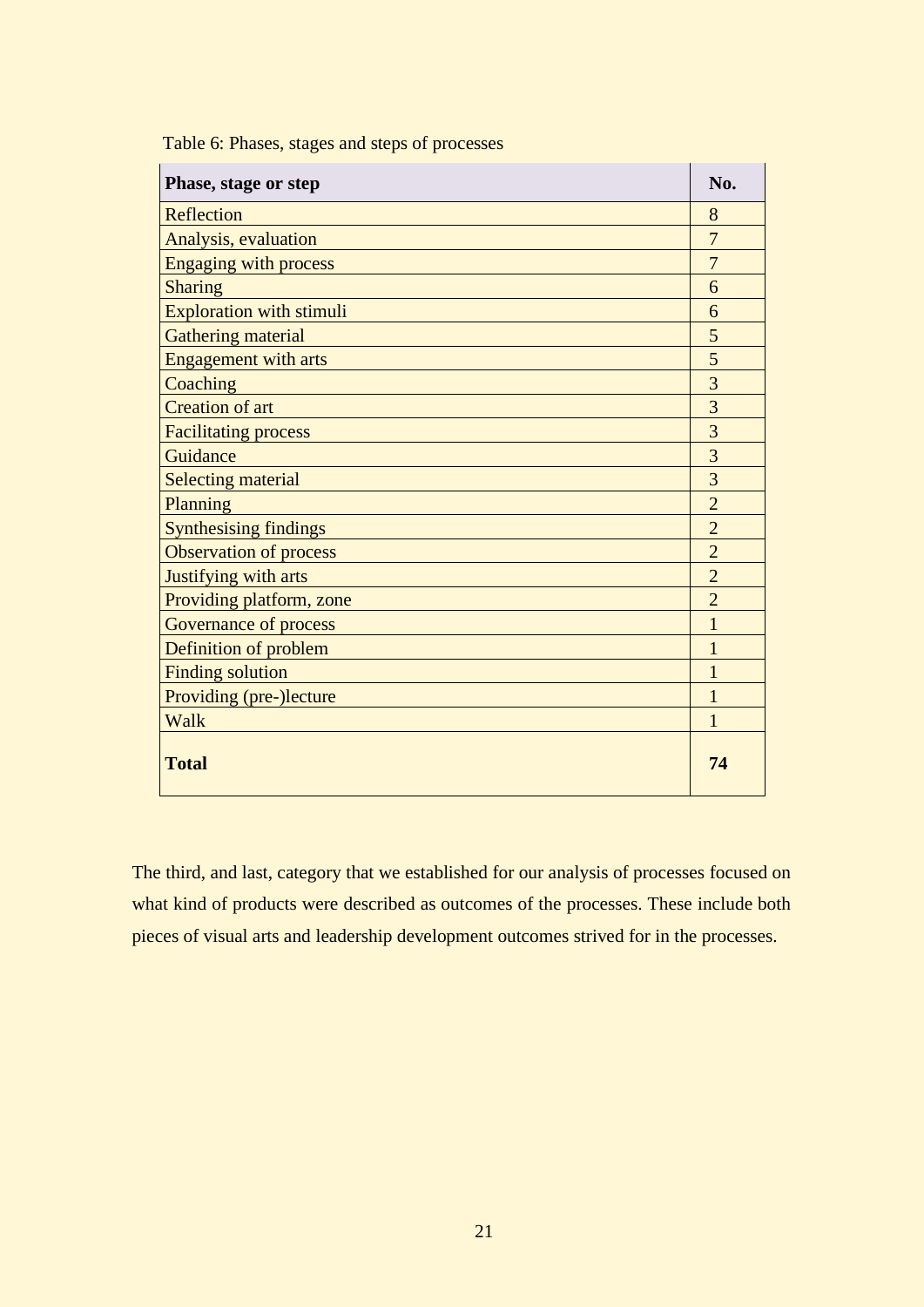Table 6: Phases, stages and steps of processes

| Phase, stage or step | No. |
| --- | --- |
| Reflection | 8 |
| Analysis, evaluation | 7 |
| Engaging with process | 7 |
| Sharing | 6 |
| Exploration with stimuli | 6 |
| Gathering material | 5 |
| Engagement with arts | 5 |
| Coaching | 3 |
| Creation of art | 3 |
| Facilitating process | 3 |
| Guidance | 3 |
| Selecting material | 3 |
| Planning | 2 |
| Synthesising findings | 2 |
| Observation of process | 2 |
| Justifying with arts | 2 |
| Providing platform, zone | 2 |
| Governance of process | 1 |
| Definition of problem | 1 |
| Finding solution | 1 |
| Providing (pre-)lecture | 1 |
| Walk | 1 |
| **Total** | **74** |

The third, and last, category that we established for our analysis of processes focused on what kind of products were described as outcomes of the processes. These include both pieces of visual arts and leadership development outcomes strived for in the processes.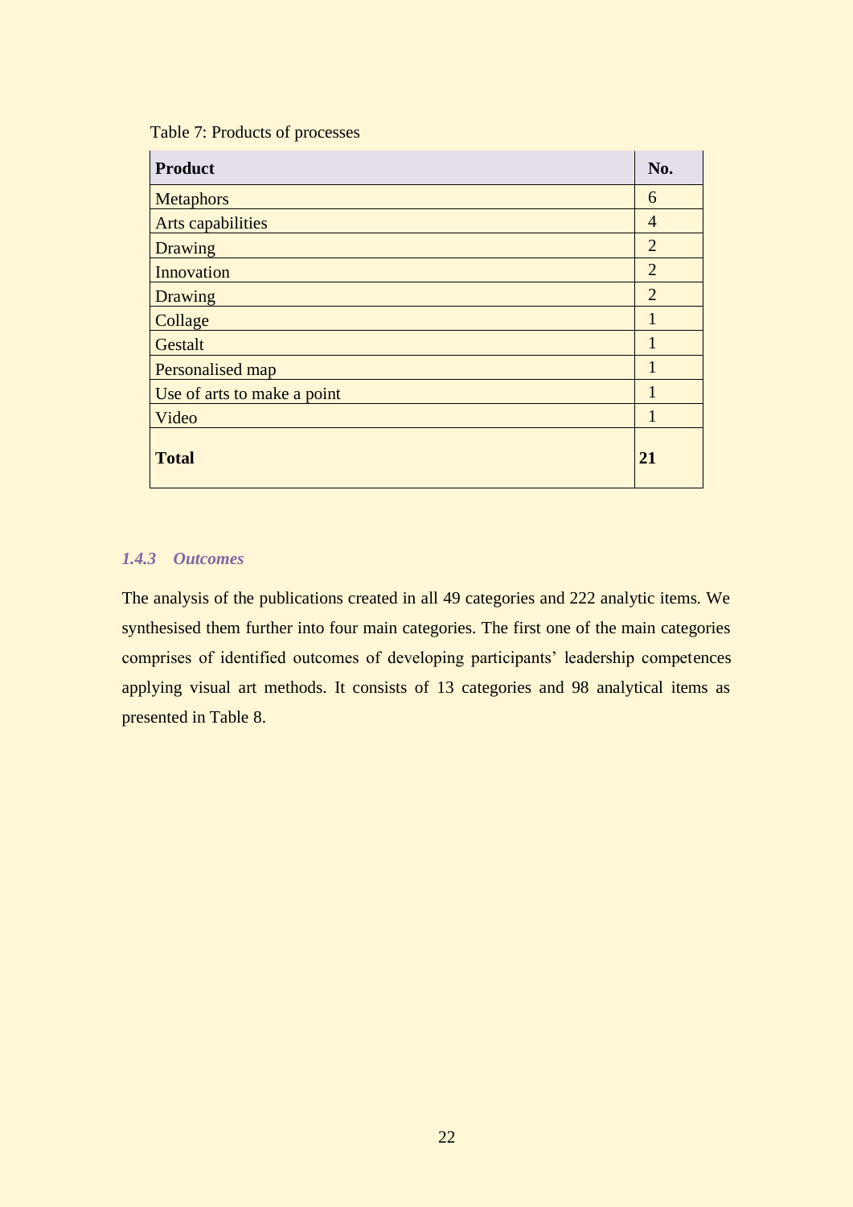Table 7: Products of processes

| **Product** | **No.** |
|---|---|
| Metaphors | 6 |
| Arts capabilities | 4 |
| Drawing | 2 |
| Innovation | 2 |
| Drawing | 2 |
| Collage | 1 |
| Gestalt | 1 |
| Personalised map | 1 |
| Use of arts to make a point | 1 |
| Video | 1 |
| **Total** | **21** |

### *1.4.3 Outcomes*

The analysis of the publications created in all 49 categories and 222 analytic items. We synthesised them further into four main categories. The first one of the main categories comprises of identified outcomes of developing participants' leadership competences applying visual art methods. It consists of 13 categories and 98 analytical items as presented in Table 8.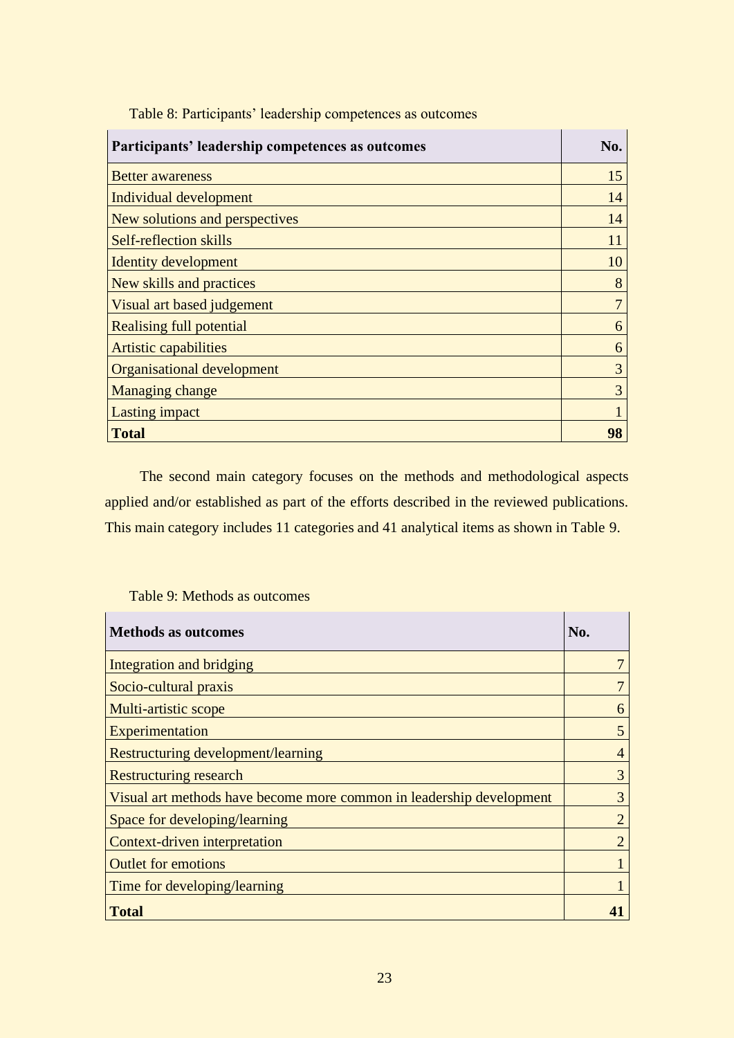Table 8: Participants' leadership competences as outcomes

| Participants' leadership competences as outcomes | No. |
|---|---|
| Better awareness | 15 |
| Individual development | 14 |
| New solutions and perspectives | 14 |
| Self-reflection skills | 11 |
| Identity development | 10 |
| New skills and practices | 8 |
| Visual art based judgement | 7 |
| Realising full potential | 6 |
| Artistic capabilities | 6 |
| Organisational development | 3 |
| Managing change | 3 |
| Lasting impact | 1 |
| **Total** | **98** |

The second main category focuses on the methods and methodological aspects applied and/or established as part of the efforts described in the reviewed publications. This main category includes 11 categories and 41 analytical items as shown in Table 9.

Table 9: Methods as outcomes

| Methods as outcomes | No. |
|---|---|
| Integration and bridging | 7 |
| Socio-cultural praxis | 7 |
| Multi-artistic scope | 6 |
| Experimentation | 5 |
| Restructuring development/learning | 4 |
| Restructuring research | 3 |
| Visual art methods have become more common in leadership development | 3 |
| Space for developing/learning | 2 |
| Context-driven interpretation | 2 |
| Outlet for emotions | 1 |
| Time for developing/learning | 1 |
| **Total** | **41** |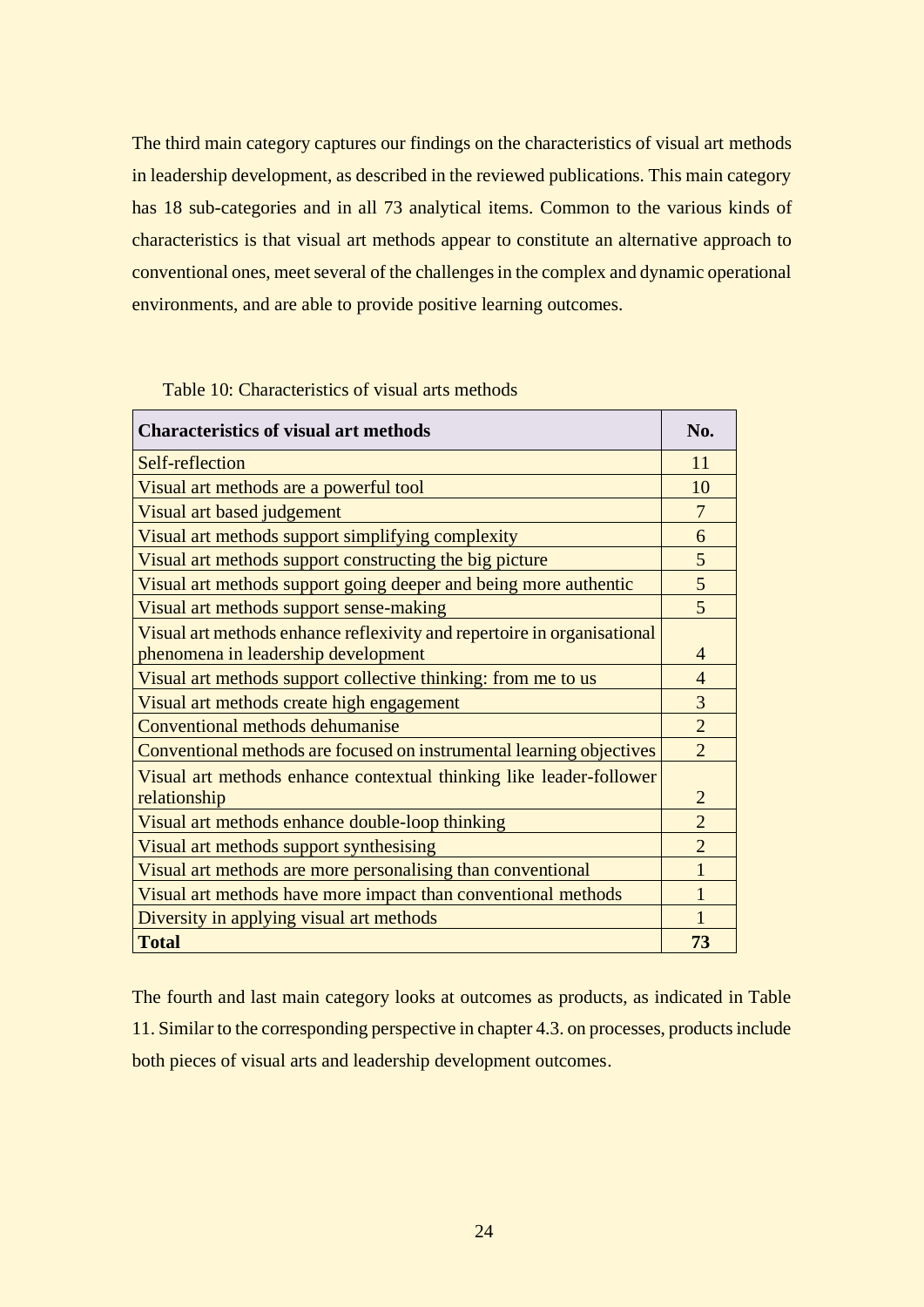The third main category captures our findings on the characteristics of visual art methods in leadership development, as described in the reviewed publications. This main category has 18 sub-categories and in all 73 analytical items. Common to the various kinds of characteristics is that visual art methods appear to constitute an alternative approach to conventional ones, meet several of the challenges in the complex and dynamic operational environments, and are able to provide positive learning outcomes.

Table 10: Characteristics of visual arts methods

| Characteristics of visual art methods | No. |
|---|---|
| Self-reflection | 11 |
| Visual art methods are a powerful tool | 10 |
| Visual art based judgement | 7 |
| Visual art methods support simplifying complexity | 6 |
| Visual art methods support constructing the big picture | 5 |
| Visual art methods support going deeper and being more authentic | 5 |
| Visual art methods support sense-making | 5 |
| Visual art methods enhance reflexivity and repertoire in organisational phenomena in leadership development | 4 |
| Visual art methods support collective thinking: from me to us | 4 |
| Visual art methods create high engagement | 3 |
| Conventional methods dehumanise | 2 |
| Conventional methods are focused on instrumental learning objectives | 2 |
| Visual art methods enhance contextual thinking like leader-follower relationship | 2 |
| Visual art methods enhance double-loop thinking | 2 |
| Visual art methods support synthesising | 2 |
| Visual art methods are more personalising than conventional | 1 |
| Visual art methods have more impact than conventional methods | 1 |
| Diversity in applying visual art methods | 1 |
| **Total** | **73** |

The fourth and last main category looks at outcomes as products, as indicated in Table 11. Similar to the corresponding perspective in chapter 4.3. on processes, products include both pieces of visual arts and leadership development outcomes.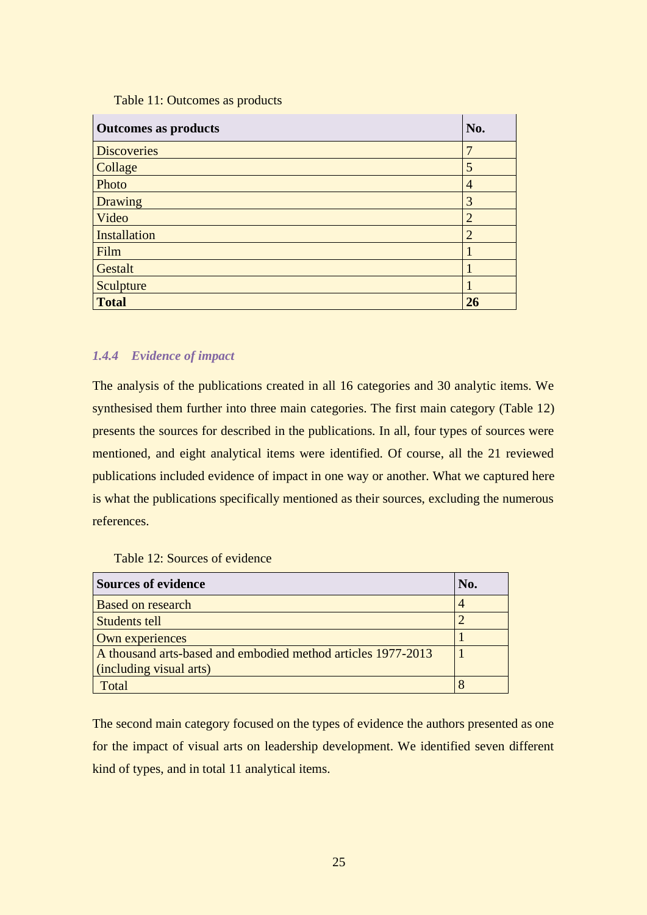Table 11: Outcomes as products

| Outcomes as products | No. |
|---|---|
| Discoveries | 7 |
| Collage | 5 |
| Photo | 4 |
| Drawing | 3 |
| Video | 2 |
| Installation | 2 |
| Film | 1 |
| Gestalt | 1 |
| Sculpture | 1 |
| **Total** | **26** |

### *1.4.4 Evidence of impact*

The analysis of the publications created in all 16 categories and 30 analytic items. We synthesised them further into three main categories. The first main category (Table 12) presents the sources for described in the publications. In all, four types of sources were mentioned, and eight analytical items were identified. Of course, all the 21 reviewed publications included evidence of impact in one way or another. What we captured here is what the publications specifically mentioned as their sources, excluding the numerous references.

Table 12: Sources of evidence

| Sources of evidence | No. |
|---|---|
| Based on research | 4 |
| Students tell | 2 |
| Own experiences | 1 |
| A thousand arts-based and embodied method articles 1977-2013 (including visual arts) | 1 |
| Total | 8 |

The second main category focused on the types of evidence the authors presented as one for the impact of visual arts on leadership development. We identified seven different kind of types, and in total 11 analytical items.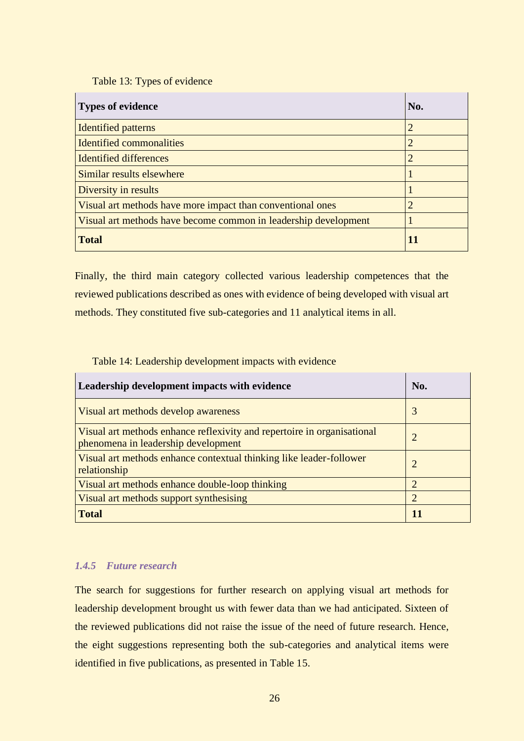Table 13: Types of evidence

| **Types of evidence** | **No.** |
| --- | --- |
| Identified patterns | 2 |
| Identified commonalities | 2 |
| Identified differences | 2 |
| Similar results elsewhere | 1 |
| Diversity in results | 1 |
| Visual art methods have more impact than conventional ones | 2 |
| Visual art methods have become common in leadership development | 1 |
| **Total** | **11** |

Finally, the third main category collected various leadership competences that the reviewed publications described as ones with evidence of being developed with visual art methods. They constituted five sub-categories and 11 analytical items in all.

Table 14: Leadership development impacts with evidence

| **Leadership development impacts with evidence** | **No.** |
| --- | --- |
| Visual art methods develop awareness | 3 |
| Visual art methods enhance reflexivity and repertoire in organisational phenomena in leadership development | 2 |
| Visual art methods enhance contextual thinking like leader-follower relationship | 2 |
| Visual art methods enhance double-loop thinking | 2 |
| Visual art methods support synthesising | 2 |
| **Total** | **11** |

### *1.4.5 Future research*

The search for suggestions for further research on applying visual art methods for leadership development brought us with fewer data than we had anticipated. Sixteen of the reviewed publications did not raise the issue of the need of future research. Hence, the eight suggestions representing both the sub-categories and analytical items were identified in five publications, as presented in Table 15.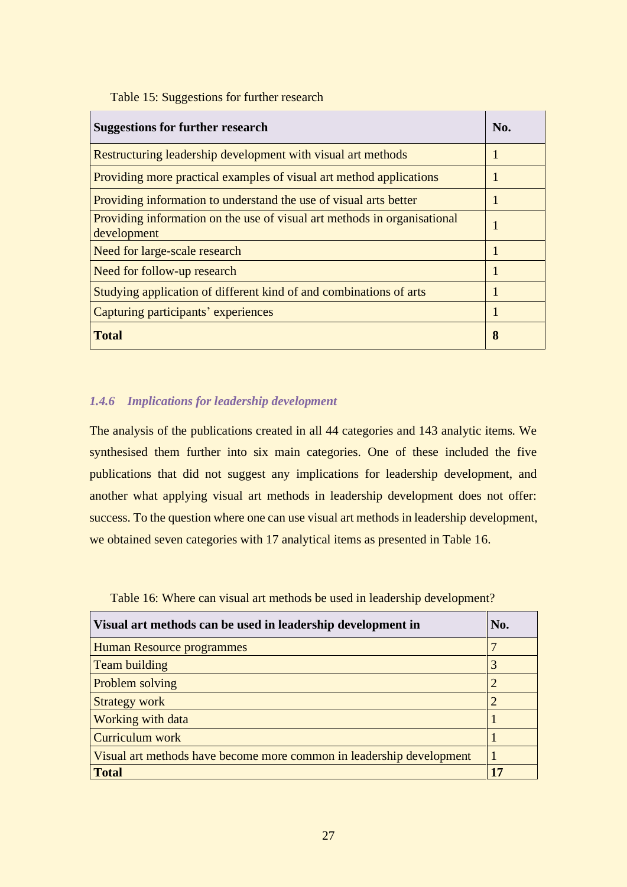Table 15: Suggestions for further research

| **Suggestions for further research** | **No.** |
| --- | --- |
| Restructuring leadership development with visual art methods | 1 |
| Providing more practical examples of visual art method applications | 1 |
| Providing information to understand the use of visual arts better | 1 |
| Providing information on the use of visual art methods in organisational development | 1 |
| Need for large-scale research | 1 |
| Need for follow-up research | 1 |
| Studying application of different kind of and combinations of arts | 1 |
| Capturing participants' experiences | 1 |
| **Total** | **8** |

### *1.4.6 Implications for leadership development*

The analysis of the publications created in all 44 categories and 143 analytic items. We synthesised them further into six main categories. One of these included the five publications that did not suggest any implications for leadership development, and another what applying visual art methods in leadership development does not offer: success. To the question where one can use visual art methods in leadership development, we obtained seven categories with 17 analytical items as presented in Table 16.

Table 16: Where can visual art methods be used in leadership development?

| **Visual art methods can be used in leadership development in** | **No.** |
| --- | --- |
| Human Resource programmes | 7 |
| Team building | 3 |
| Problem solving | 2 |
| Strategy work | 2 |
| Working with data | 1 |
| Curriculum work | 1 |
| Visual art methods have become more common in leadership development | 1 |
| **Total** | **17** |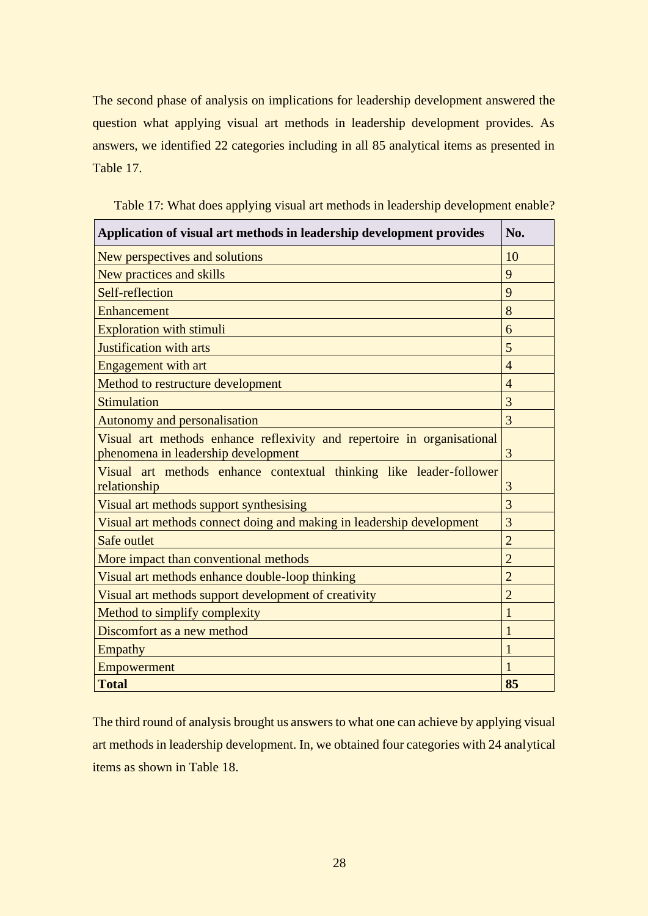The second phase of analysis on implications for leadership development answered the question what applying visual art methods in leadership development provides. As answers, we identified 22 categories including in all 85 analytical items as presented in Table 17.

Table 17: What does applying visual art methods in leadership development enable?

| Application of visual art methods in leadership development provides | No. |
| --- | --- |
| New perspectives and solutions | 10 |
| New practices and skills | 9 |
| Self-reflection | 9 |
| Enhancement | 8 |
| Exploration with stimuli | 6 |
| Justification with arts | 5 |
| Engagement with art | 4 |
| Method to restructure development | 4 |
| Stimulation | 3 |
| Autonomy and personalisation | 3 |
| Visual art methods enhance reflexivity and repertoire in organisational phenomena in leadership development | 3 |
| Visual art methods enhance contextual thinking like leader-follower relationship | 3 |
| Visual art methods support synthesising | 3 |
| Visual art methods connect doing and making in leadership development | 3 |
| Safe outlet | 2 |
| More impact than conventional methods | 2 |
| Visual art methods enhance double-loop thinking | 2 |
| Visual art methods support development of creativity | 2 |
| Method to simplify complexity | 1 |
| Discomfort as a new method | 1 |
| Empathy | 1 |
| Empowerment | 1 |
| **Total** | **85** |

The third round of analysis brought us answers to what one can achieve by applying visual art methods in leadership development. In, we obtained four categories with 24 analytical items as shown in Table 18.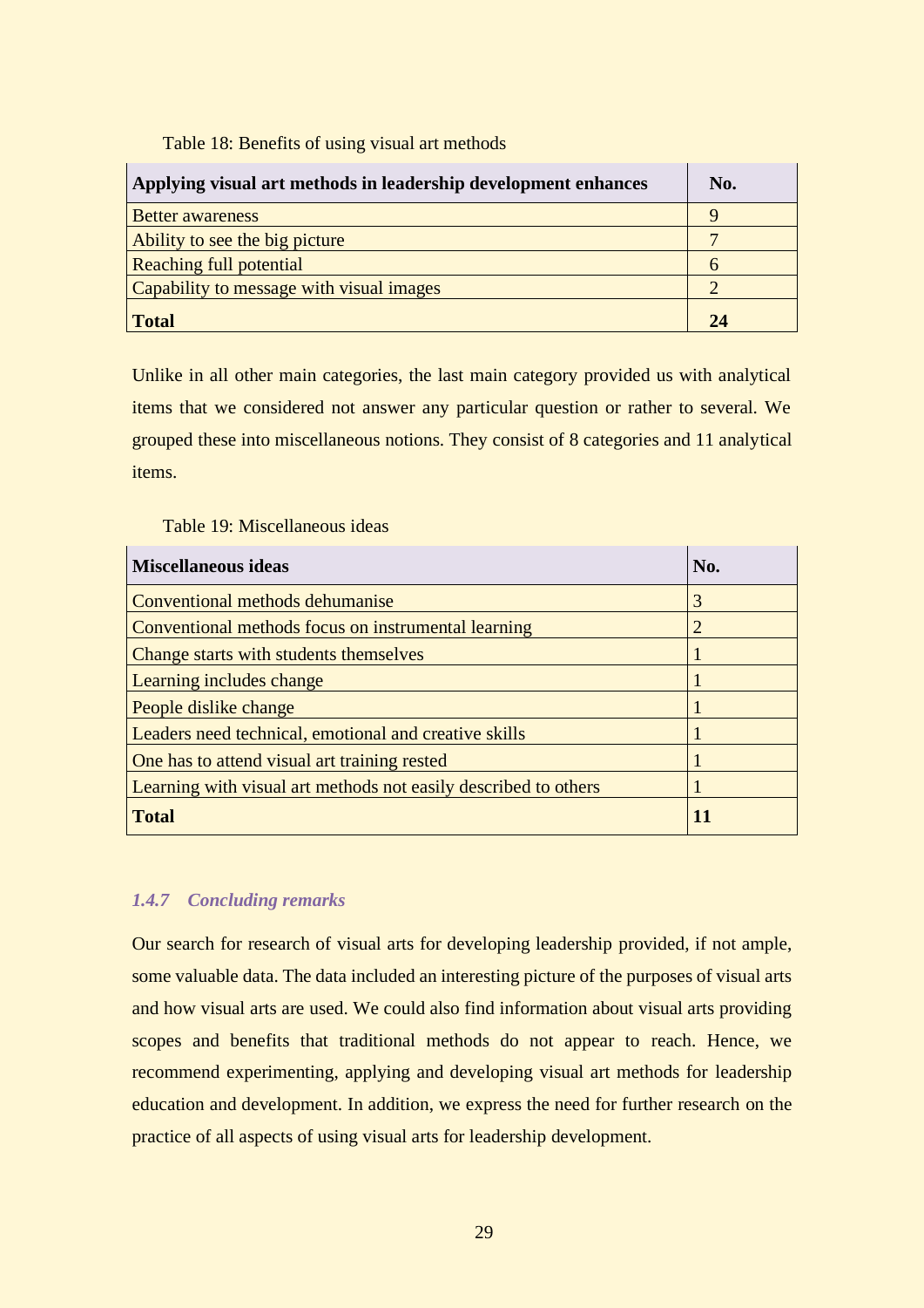Table 18: Benefits of using visual art methods

| Applying visual art methods in leadership development enhances | No. |
|---|---|
| Better awareness | 9 |
| Ability to see the big picture | 7 |
| Reaching full potential | 6 |
| Capability to message with visual images | 2 |
| **Total** | **24** |

Unlike in all other main categories, the last main category provided us with analytical items that we considered not answer any particular question or rather to several. We grouped these into miscellaneous notions. They consist of 8 categories and 11 analytical items.

Table 19: Miscellaneous ideas

| Miscellaneous ideas | No. |
|---|---|
| Conventional methods dehumanise | 3 |
| Conventional methods focus on instrumental learning | 2 |
| Change starts with students themselves | 1 |
| Learning includes change | 1 |
| People dislike change | 1 |
| Leaders need technical, emotional and creative skills | 1 |
| One has to attend visual art training rested | 1 |
| Learning with visual art methods not easily described to others | 1 |
| **Total** | **11** |

### *1.4.7 Concluding remarks*

Our search for research of visual arts for developing leadership provided, if not ample, some valuable data. The data included an interesting picture of the purposes of visual arts and how visual arts are used. We could also find information about visual arts providing scopes and benefits that traditional methods do not appear to reach. Hence, we recommend experimenting, applying and developing visual art methods for leadership education and development. In addition, we express the need for further research on the practice of all aspects of using visual arts for leadership development.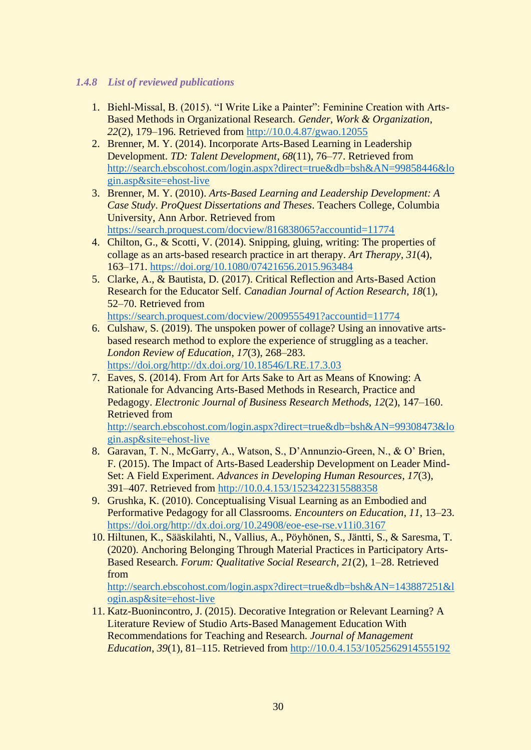### *1.4.8 List of reviewed publications*

1. Biehl-Missal, B. (2015). "I Write Like a Painter": Feminine Creation with Arts-Based Methods in Organizational Research. *Gender, Work & Organization*, *22*(2), 179–196. Retrieved from http://10.0.4.87/gwao.12055
2. Brenner, M. Y. (2014). Incorporate Arts-Based Learning in Leadership Development. *TD: Talent Development*, *68*(11), 76–77. Retrieved from http://search.ebscohost.com/login.aspx?direct=true&db=bsh&AN=99858446&login.asp&site=ehost-live
3. Brenner, M. Y. (2010). *Arts-Based Learning and Leadership Development: A Case Study*. *ProQuest Dissertations and Theses*. Teachers College, Columbia University, Ann Arbor. Retrieved from https://search.proquest.com/docview/816838065?accountid=11774
4. Chilton, G., & Scotti, V. (2014). Snipping, gluing, writing: The properties of collage as an arts-based research practice in art therapy. *Art Therapy*, *31*(4), 163–171. https://doi.org/10.1080/07421656.2015.963484
5. Clarke, A., & Bautista, D. (2017). Critical Reflection and Arts-Based Action Research for the Educator Self. *Canadian Journal of Action Research*, *18*(1), 52–70. Retrieved from https://search.proquest.com/docview/2009555491?accountid=11774
6. Culshaw, S. (2019). The unspoken power of collage? Using an innovative arts-based research method to explore the experience of struggling as a teacher. *London Review of Education*, *17*(3), 268–283. https://doi.org/http://dx.doi.org/10.18546/LRE.17.3.03
7. Eaves, S. (2014). From Art for Arts Sake to Art as Means of Knowing: A Rationale for Advancing Arts-Based Methods in Research, Practice and Pedagogy. *Electronic Journal of Business Research Methods*, *12*(2), 147–160. Retrieved from http://search.ebscohost.com/login.aspx?direct=true&db=bsh&AN=99308473&login.asp&site=ehost-live
8. Garavan, T. N., McGarry, A., Watson, S., D'Annunzio-Green, N., & O' Brien, F. (2015). The Impact of Arts-Based Leadership Development on Leader Mind-Set: A Field Experiment. *Advances in Developing Human Resources*, *17*(3), 391–407. Retrieved from http://10.0.4.153/1523422315588358
9. Grushka, K. (2010). Conceptualising Visual Learning as an Embodied and Performative Pedagogy for all Classrooms. *Encounters on Education*, *11*, 13–23. https://doi.org/http://dx.doi.org/10.24908/eoe-ese-rse.v11i0.3167
10. Hiltunen, K., Sääskilahti, N., Vallius, A., Pöyhönen, S., Jäntti, S., & Saresma, T. (2020). Anchoring Belonging Through Material Practices in Participatory Arts-Based Research. *Forum: Qualitative Social Research*, *21*(2), 1–28. Retrieved from http://search.ebscohost.com/login.aspx?direct=true&db=bsh&AN=143887251&login.asp&site=ehost-live
11. Katz-Buonincontro, J. (2015). Decorative Integration or Relevant Learning? A Literature Review of Studio Arts-Based Management Education With Recommendations for Teaching and Research. *Journal of Management Education*, *39*(1), 81–115. Retrieved from http://10.0.4.153/1052562914555192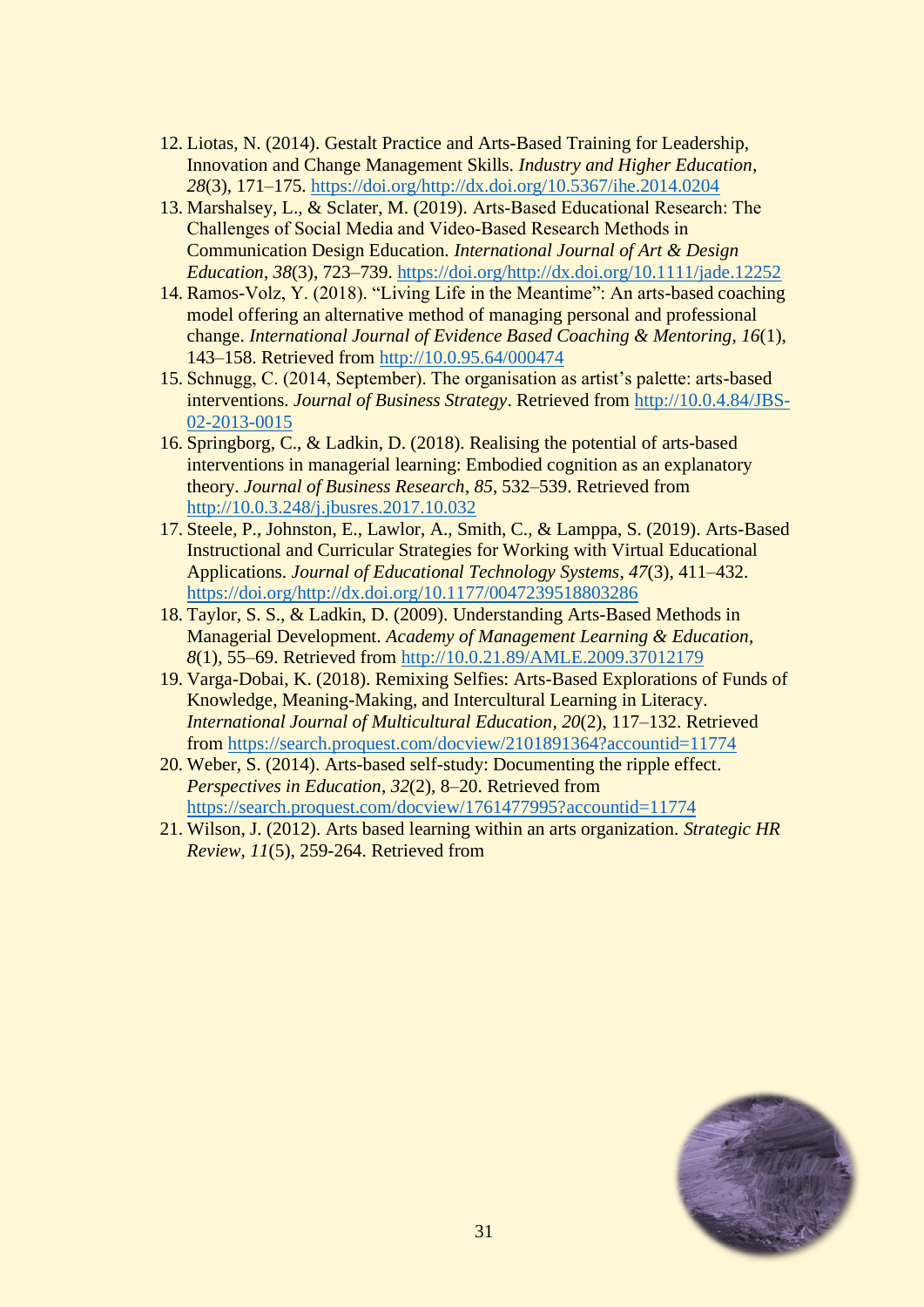12. Liotas, N. (2014). Gestalt Practice and Arts-Based Training for Leadership, Innovation and Change Management Skills. *Industry and Higher Education*, *28*(3), 171–175. https://doi.org/http://dx.doi.org/10.5367/ihe.2014.0204
13. Marshalsey, L., & Sclater, M. (2019). Arts-Based Educational Research: The Challenges of Social Media and Video-Based Research Methods in Communication Design Education. *International Journal of Art & Design Education*, *38*(3), 723–739. https://doi.org/http://dx.doi.org/10.1111/jade.12252
14. Ramos-Volz, Y. (2018). "Living Life in the Meantime": An arts-based coaching model offering an alternative method of managing personal and professional change. *International Journal of Evidence Based Coaching & Mentoring*, *16*(1), 143–158. Retrieved from http://10.0.95.64/000474
15. Schnugg, C. (2014, September). The organisation as artist's palette: arts-based interventions. *Journal of Business Strategy*. Retrieved from http://10.0.4.84/JBS-02-2013-0015
16. Springborg, C., & Ladkin, D. (2018). Realising the potential of arts-based interventions in managerial learning: Embodied cognition as an explanatory theory. *Journal of Business Research*, *85*, 532–539. Retrieved from http://10.0.3.248/j.jbusres.2017.10.032
17. Steele, P., Johnston, E., Lawlor, A., Smith, C., & Lamppa, S. (2019). Arts-Based Instructional and Curricular Strategies for Working with Virtual Educational Applications. *Journal of Educational Technology Systems*, *47*(3), 411–432. https://doi.org/http://dx.doi.org/10.1177/0047239518803286
18. Taylor, S. S., & Ladkin, D. (2009). Understanding Arts-Based Methods in Managerial Development. *Academy of Management Learning & Education*, *8*(1), 55–69. Retrieved from http://10.0.21.89/AMLE.2009.37012179
19. Varga-Dobai, K. (2018). Remixing Selfies: Arts-Based Explorations of Funds of Knowledge, Meaning-Making, and Intercultural Learning in Literacy. *International Journal of Multicultural Education*, *20*(2), 117–132. Retrieved from https://search.proquest.com/docview/2101891364?accountid=11774
20. Weber, S. (2014). Arts-based self-study: Documenting the ripple effect. *Perspectives in Education*, *32*(2), 8–20. Retrieved from https://search.proquest.com/docview/1761477995?accountid=11774
21. Wilson, J. (2012). Arts based learning within an arts organization. *Strategic HR Review*, *11*(5), 259-264. Retrieved from